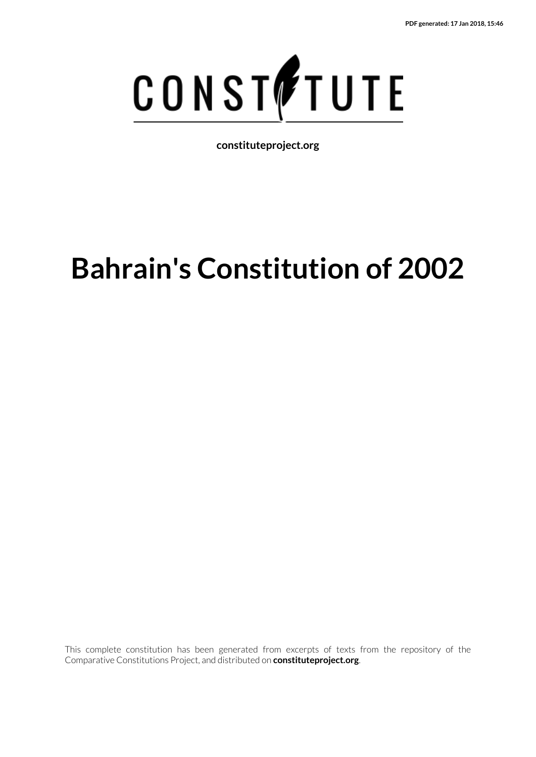PDF generated: 17 Jan 2018, 15:46

CONSTITUTE

**constituteproject.org**

# Bahrain's Constitution of 2002

This complete constitution has been generated from excerpts of texts from the repository of the Comparative Constitutions Project, and distributed on **constituteproject.org**.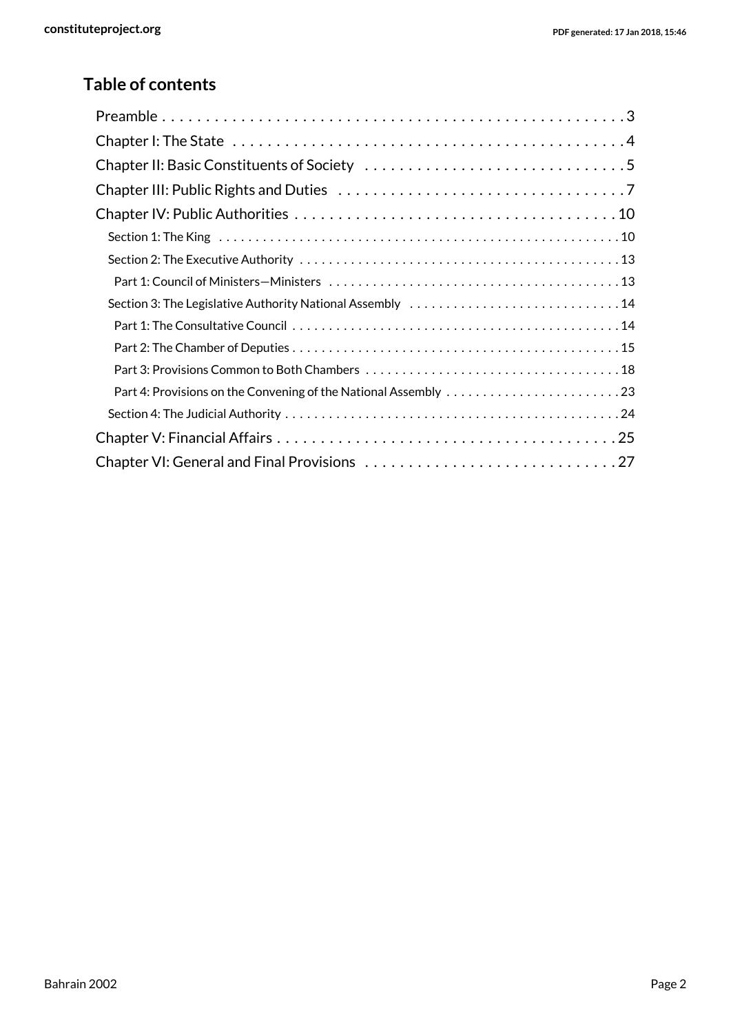## Table of contents

- Preamble . . . . . 3
- Chapter I: The State . . . . . 4
- Chapter II: Basic Constituents of Society . . . . . 5
- Chapter III: Public Rights and Duties . . . . . 7
- Chapter IV: Public Authorities . . . . . 10
  - Section 1: The King . . . . . 10
  - Section 2: The Executive Authority . . . . . 13
    - Part 1: Council of Ministers—Ministers . . . . . 13
  - Section 3: The Legislative Authority National Assembly . . . . . 14
    - Part 1: The Consultative Council . . . . . 14
    - Part 2: The Chamber of Deputies . . . . . 15
    - Part 3: Provisions Common to Both Chambers . . . . . 18
    - Part 4: Provisions on the Convening of the National Assembly . . . . . 23
  - Section 4: The Judicial Authority . . . . . 24
- Chapter V: Financial Affairs . . . . . 25
- Chapter VI: General and Final Provisions . . . . . 27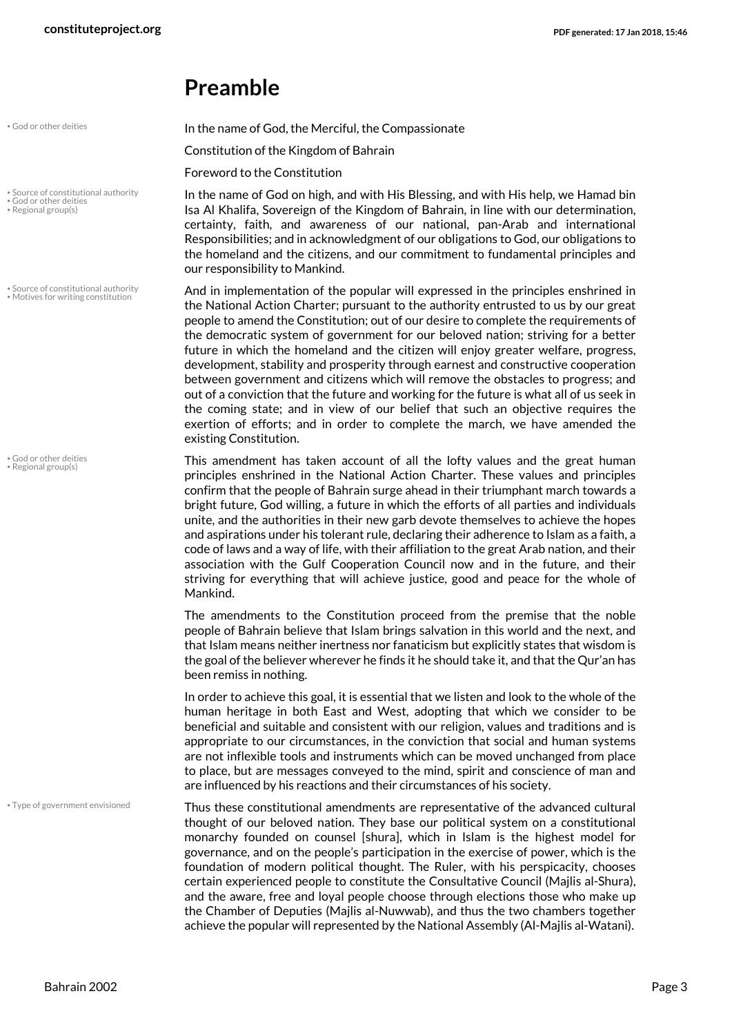# Preamble

In the name of God, the Merciful, the Compassionate

Constitution of the Kingdom of Bahrain

Foreword to the Constitution

In the name of God on high, and with His Blessing, and with His help, we Hamad bin Isa Al Khalifa, Sovereign of the Kingdom of Bahrain, in line with our determination, certainty, faith, and awareness of our national, pan-Arab and international Responsibilities; and in acknowledgment of our obligations to God, our obligations to the homeland and the citizens, and our commitment to fundamental principles and our responsibility to Mankind.

And in implementation of the popular will expressed in the principles enshrined in the National Action Charter; pursuant to the authority entrusted to us by our great people to amend the Constitution; out of our desire to complete the requirements of the democratic system of government for our beloved nation; striving for a better future in which the homeland and the citizen will enjoy greater welfare, progress, development, stability and prosperity through earnest and constructive cooperation between government and citizens which will remove the obstacles to progress; and out of a conviction that the future and working for the future is what all of us seek in the coming state; and in view of our belief that such an objective requires the exertion of efforts; and in order to complete the march, we have amended the existing Constitution.

This amendment has taken account of all the lofty values and the great human principles enshrined in the National Action Charter. These values and principles confirm that the people of Bahrain surge ahead in their triumphant march towards a bright future, God willing, a future in which the efforts of all parties and individuals unite, and the authorities in their new garb devote themselves to achieve the hopes and aspirations under his tolerant rule, declaring their adherence to Islam as a faith, a code of laws and a way of life, with their affiliation to the great Arab nation, and their association with the Gulf Cooperation Council now and in the future, and their striving for everything that will achieve justice, good and peace for the whole of Mankind.

The amendments to the Constitution proceed from the premise that the noble people of Bahrain believe that Islam brings salvation in this world and the next, and that Islam means neither inertness nor fanaticism but explicitly states that wisdom is the goal of the believer wherever he finds it he should take it, and that the Qur'an has been remiss in nothing.

In order to achieve this goal, it is essential that we listen and look to the whole of the human heritage in both East and West, adopting that which we consider to be beneficial and suitable and consistent with our religion, values and traditions and is appropriate to our circumstances, in the conviction that social and human systems are not inflexible tools and instruments which can be moved unchanged from place to place, but are messages conveyed to the mind, spirit and conscience of man and are influenced by his reactions and their circumstances of his society.

Thus these constitutional amendments are representative of the advanced cultural thought of our beloved nation. They base our political system on a constitutional monarchy founded on counsel [shura], which in Islam is the highest model for governance, and on the people's participation in the exercise of power, which is the foundation of modern political thought. The Ruler, with his perspicacity, chooses certain experienced people to constitute the Consultative Council (Majlis al-Shura), and the aware, free and loyal people choose through elections those who make up the Chamber of Deputies (Majlis al-Nuwwab), and thus the two chambers together achieve the popular will represented by the National Assembly (Al-Majlis al-Watani).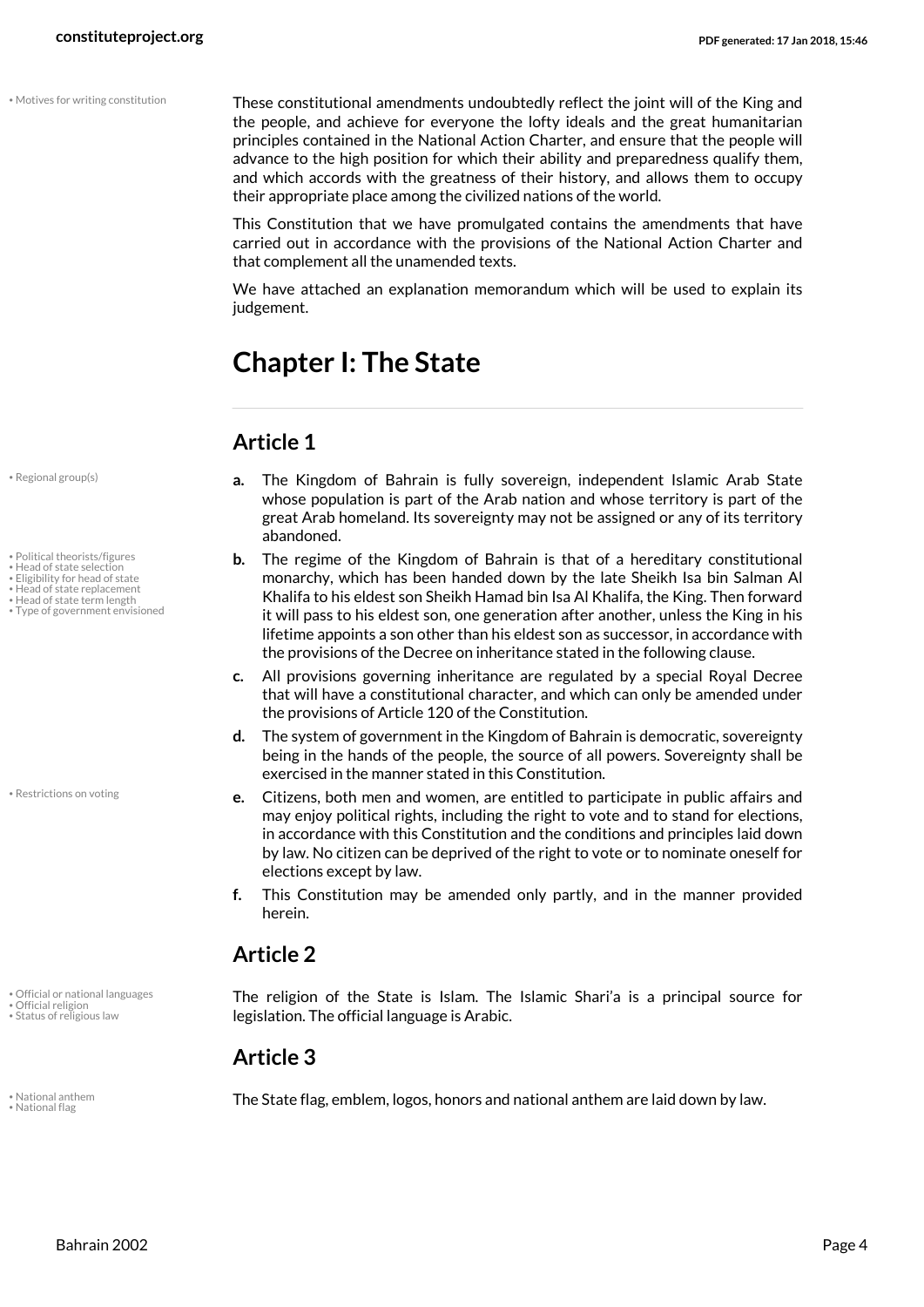These constitutional amendments undoubtedly reflect the joint will of the King and the people, and achieve for everyone the lofty ideals and the great humanitarian principles contained in the National Action Charter, and ensure that the people will advance to the high position for which their ability and preparedness qualify them, and which accords with the greatness of their history, and allows them to occupy their appropriate place among the civilized nations of the world.

This Constitution that we have promulgated contains the amendments that have carried out in accordance with the provisions of the National Action Charter and that complement all the unamended texts.

We have attached an explanation memorandum which will be used to explain its judgement.

# Chapter I: The State

## Article 1

**a.** The Kingdom of Bahrain is fully sovereign, independent Islamic Arab State whose population is part of the Arab nation and whose territory is part of the great Arab homeland. Its sovereignty may not be assigned or any of its territory abandoned.

**b.** The regime of the Kingdom of Bahrain is that of a hereditary constitutional monarchy, which has been handed down by the late Sheikh Isa bin Salman Al Khalifa to his eldest son Sheikh Hamad bin Isa Al Khalifa, the King. Then forward it will pass to his eldest son, one generation after another, unless the King in his lifetime appoints a son other than his eldest son as successor, in accordance with the provisions of the Decree on inheritance stated in the following clause.

**c.** All provisions governing inheritance are regulated by a special Royal Decree that will have a constitutional character, and which can only be amended under the provisions of Article 120 of the Constitution.

**d.** The system of government in the Kingdom of Bahrain is democratic, sovereignty being in the hands of the people, the source of all powers. Sovereignty shall be exercised in the manner stated in this Constitution.

**e.** Citizens, both men and women, are entitled to participate in public affairs and may enjoy political rights, including the right to vote and to stand for elections, in accordance with this Constitution and the conditions and principles laid down by law. No citizen can be deprived of the right to vote or to nominate oneself for elections except by law.

**f.** This Constitution may be amended only partly, and in the manner provided herein.

## Article 2

The religion of the State is Islam. The Islamic Shari'a is a principal source for legislation. The official language is Arabic.

## Article 3

The State flag, emblem, logos, honors and national anthem are laid down by law.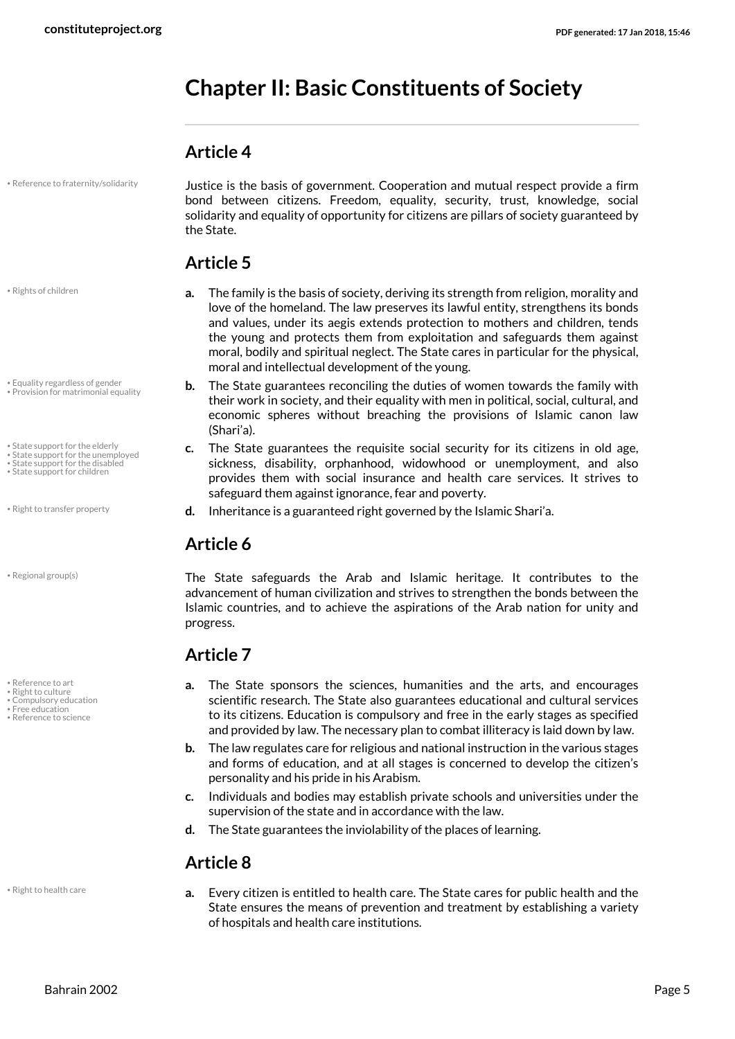# Chapter II: Basic Constituents of Society

## Article 4

• Reference to fraternity/solidarity

Justice is the basis of government. Cooperation and mutual respect provide a firm bond between citizens. Freedom, equality, security, trust, knowledge, social solidarity and equality of opportunity for citizens are pillars of society guaranteed by the State.

## Article 5

• Rights of children

**a.** The family is the basis of society, deriving its strength from religion, morality and love of the homeland. The law preserves its lawful entity, strengthens its bonds and values, under its aegis extends protection to mothers and children, tends the young and protects them from exploitation and safeguards them against moral, bodily and spiritual neglect. The State cares in particular for the physical, moral and intellectual development of the young.

• Equality regardless of gender
• Provision for matrimonial equality

**b.** The State guarantees reconciling the duties of women towards the family with their work in society, and their equality with men in political, social, cultural, and economic spheres without breaching the provisions of Islamic canon law (Shari'a).

• State support for the elderly
• State support for the unemployed
• State support for the disabled
• State support for children

**c.** The State guarantees the requisite social security for its citizens in old age, sickness, disability, orphanhood, widowhood or unemployment, and also provides them with social insurance and health care services. It strives to safeguard them against ignorance, fear and poverty.

• Right to transfer property

**d.** Inheritance is a guaranteed right governed by the Islamic Shari'a.

## Article 6

• Regional group(s)

The State safeguards the Arab and Islamic heritage. It contributes to the advancement of human civilization and strives to strengthen the bonds between the Islamic countries, and to achieve the aspirations of the Arab nation for unity and progress.

## Article 7

• Reference to art
• Right to culture
• Compulsory education
• Free education
• Reference to science

**a.** The State sponsors the sciences, humanities and the arts, and encourages scientific research. The State also guarantees educational and cultural services to its citizens. Education is compulsory and free in the early stages as specified and provided by law. The necessary plan to combat illiteracy is laid down by law.

**b.** The law regulates care for religious and national instruction in the various stages and forms of education, and at all stages is concerned to develop the citizen's personality and his pride in his Arabism.

**c.** Individuals and bodies may establish private schools and universities under the supervision of the state and in accordance with the law.

**d.** The State guarantees the inviolability of the places of learning.

## Article 8

• Right to health care

**a.** Every citizen is entitled to health care. The State cares for public health and the State ensures the means of prevention and treatment by establishing a variety of hospitals and health care institutions.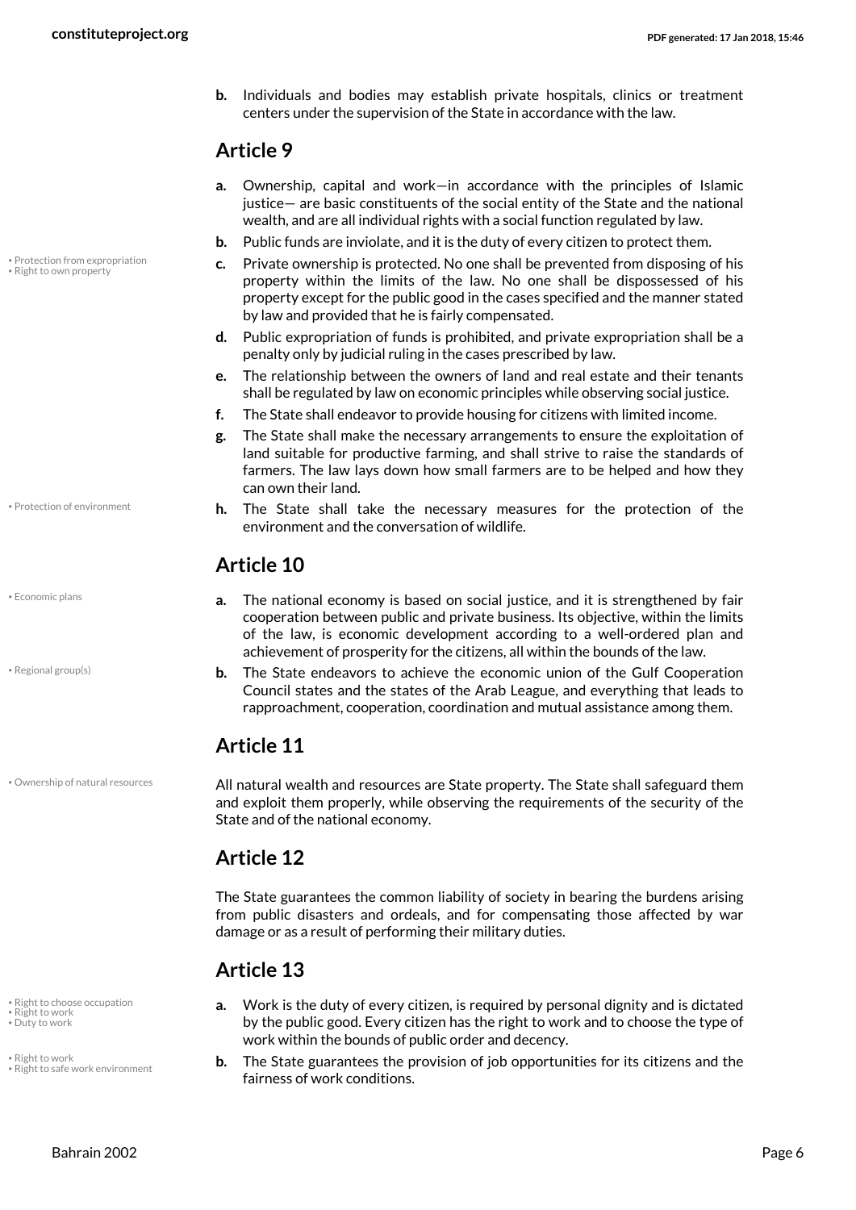b. Individuals and bodies may establish private hospitals, clinics or treatment centers under the supervision of the State in accordance with the law.

## Article 9

a. Ownership, capital and work—in accordance with the principles of Islamic justice— are basic constituents of the social entity of the State and the national wealth, and are all individual rights with a social function regulated by law.

b. Public funds are inviolate, and it is the duty of every citizen to protect them.

c. Private ownership is protected. No one shall be prevented from disposing of his property within the limits of the law. No one shall be dispossessed of his property except for the public good in the cases specified and the manner stated by law and provided that he is fairly compensated.

d. Public expropriation of funds is prohibited, and private expropriation shall be a penalty only by judicial ruling in the cases prescribed by law.

e. The relationship between the owners of land and real estate and their tenants shall be regulated by law on economic principles while observing social justice.

f. The State shall endeavor to provide housing for citizens with limited income.

g. The State shall make the necessary arrangements to ensure the exploitation of land suitable for productive farming, and shall strive to raise the standards of farmers. The law lays down how small farmers are to be helped and how they can own their land.

h. The State shall take the necessary measures for the protection of the environment and the conversation of wildlife.

## Article 10

a. The national economy is based on social justice, and it is strengthened by fair cooperation between public and private business. Its objective, within the limits of the law, is economic development according to a well-ordered plan and achievement of prosperity for the citizens, all within the bounds of the law.

b. The State endeavors to achieve the economic union of the Gulf Cooperation Council states and the states of the Arab League, and everything that leads to rapproachment, cooperation, coordination and mutual assistance among them.

## Article 11

All natural wealth and resources are State property. The State shall safeguard them and exploit them properly, while observing the requirements of the security of the State and of the national economy.

## Article 12

The State guarantees the common liability of society in bearing the burdens arising from public disasters and ordeals, and for compensating those affected by war damage or as a result of performing their military duties.

## Article 13

a. Work is the duty of every citizen, is required by personal dignity and is dictated by the public good. Every citizen has the right to work and to choose the type of work within the bounds of public order and decency.

b. The State guarantees the provision of job opportunities for its citizens and the fairness of work conditions.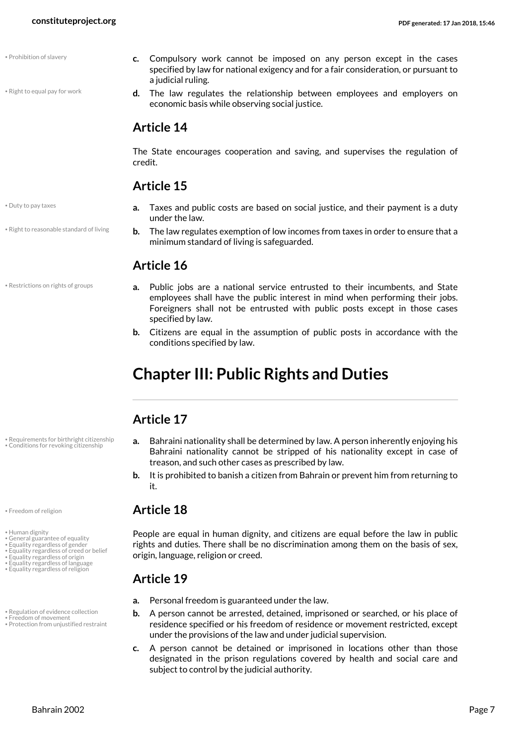c. Compulsory work cannot be imposed on any person except in the cases specified by law for national exigency and for a fair consideration, or pursuant to a judicial ruling.

d. The law regulates the relationship between employees and employers on economic basis while observing social justice.

## Article 14

The State encourages cooperation and saving, and supervises the regulation of credit.

## Article 15

a. Taxes and public costs are based on social justice, and their payment is a duty under the law.

b. The law regulates exemption of low incomes from taxes in order to ensure that a minimum standard of living is safeguarded.

## Article 16

a. Public jobs are a national service entrusted to their incumbents, and State employees shall have the public interest in mind when performing their jobs. Foreigners shall not be entrusted with public posts except in those cases specified by law.

b. Citizens are equal in the assumption of public posts in accordance with the conditions specified by law.

# Chapter III: Public Rights and Duties

## Article 17

a. Bahraini nationality shall be determined by law. A person inherently enjoying his Bahraini nationality cannot be stripped of his nationality except in case of treason, and such other cases as prescribed by law.

b. It is prohibited to banish a citizen from Bahrain or prevent him from returning to it.

## Article 18

People are equal in human dignity, and citizens are equal before the law in public rights and duties. There shall be no discrimination among them on the basis of sex, origin, language, religion or creed.

## Article 19

a. Personal freedom is guaranteed under the law.

b. A person cannot be arrested, detained, imprisoned or searched, or his place of residence specified or his freedom of residence or movement restricted, except under the provisions of the law and under judicial supervision.

c. A person cannot be detained or imprisoned in locations other than those designated in the prison regulations covered by health and social care and subject to control by the judicial authority.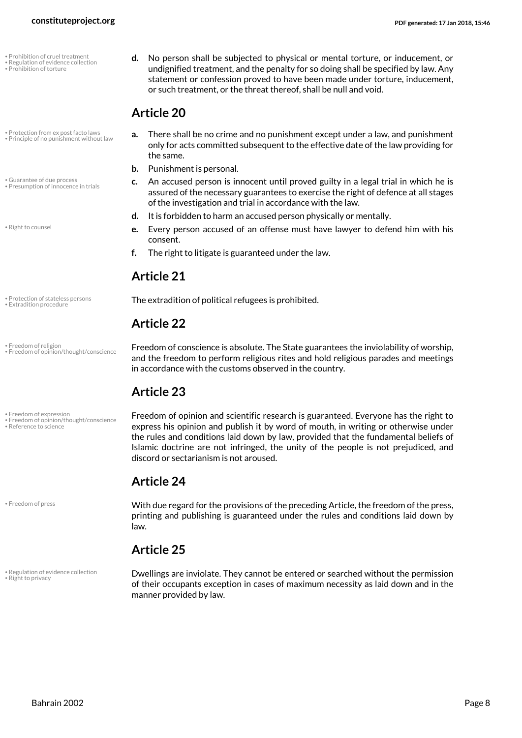d. No person shall be subjected to physical or mental torture, or inducement, or undignified treatment, and the penalty for so doing shall be specified by law. Any statement or confession proved to have been made under torture, inducement, or such treatment, or the threat thereof, shall be null and void.

## Article 20

a. There shall be no crime and no punishment except under a law, and punishment only for acts committed subsequent to the effective date of the law providing for the same.

b. Punishment is personal.

c. An accused person is innocent until proved guilty in a legal trial in which he is assured of the necessary guarantees to exercise the right of defence at all stages of the investigation and trial in accordance with the law.

d. It is forbidden to harm an accused person physically or mentally.

e. Every person accused of an offense must have lawyer to defend him with his consent.

f. The right to litigate is guaranteed under the law.

## Article 21

The extradition of political refugees is prohibited.

## Article 22

Freedom of conscience is absolute. The State guarantees the inviolability of worship, and the freedom to perform religious rites and hold religious parades and meetings in accordance with the customs observed in the country.

## Article 23

Freedom of opinion and scientific research is guaranteed. Everyone has the right to express his opinion and publish it by word of mouth, in writing or otherwise under the rules and conditions laid down by law, provided that the fundamental beliefs of Islamic doctrine are not infringed, the unity of the people is not prejudiced, and discord or sectarianism is not aroused.

## Article 24

With due regard for the provisions of the preceding Article, the freedom of the press, printing and publishing is guaranteed under the rules and conditions laid down by law.

## Article 25

Dwellings are inviolate. They cannot be entered or searched without the permission of their occupants exception in cases of maximum necessity as laid down and in the manner provided by law.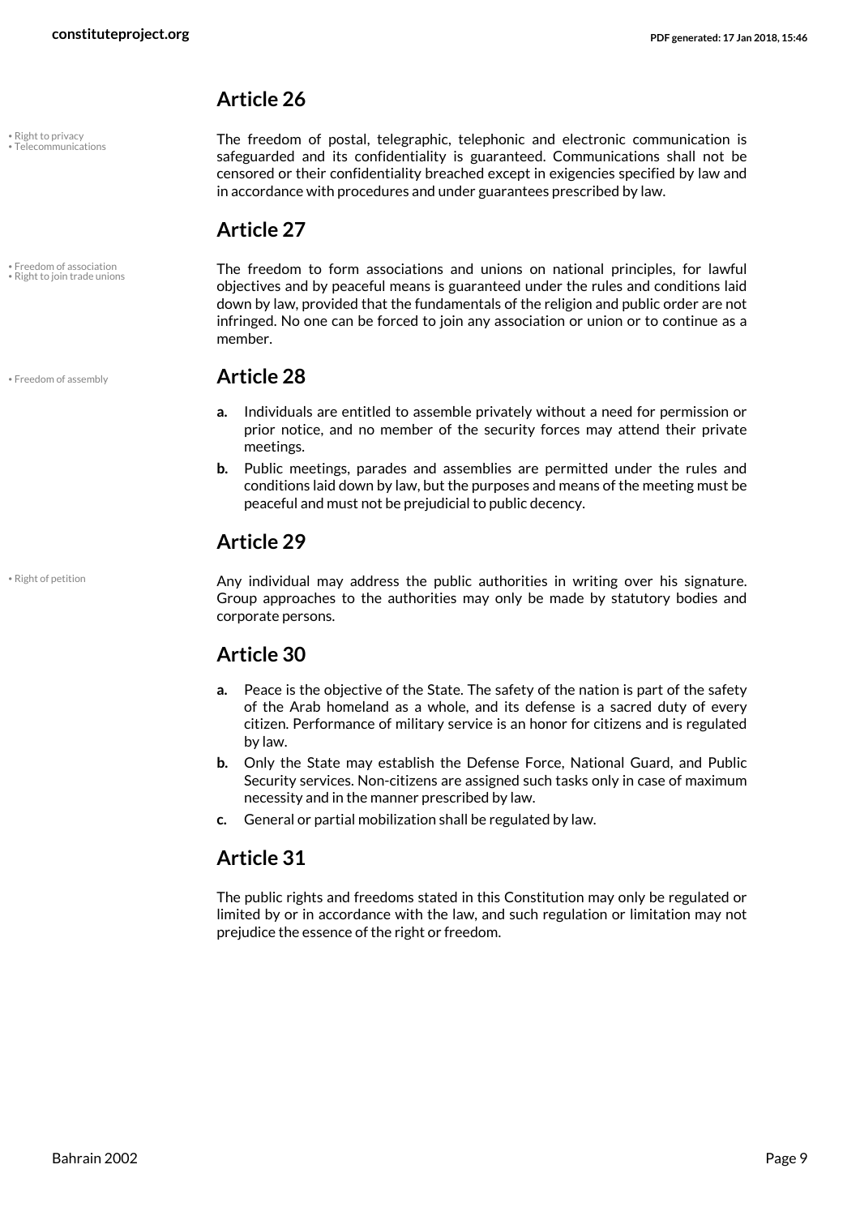## Article 26

• Right to privacy
• Telecommunications

The freedom of postal, telegraphic, telephonic and electronic communication is safeguarded and its confidentiality is guaranteed. Communications shall not be censored or their confidentiality breached except in exigencies specified by law and in accordance with procedures and under guarantees prescribed by law.

## Article 27

• Freedom of association
• Right to join trade unions

The freedom to form associations and unions on national principles, for lawful objectives and by peaceful means is guaranteed under the rules and conditions laid down by law, provided that the fundamentals of the religion and public order are not infringed. No one can be forced to join any association or union or to continue as a member.

## Article 28

• Freedom of assembly

- **a.** Individuals are entitled to assemble privately without a need for permission or prior notice, and no member of the security forces may attend their private meetings.
- **b.** Public meetings, parades and assemblies are permitted under the rules and conditions laid down by law, but the purposes and means of the meeting must be peaceful and must not be prejudicial to public decency.

## Article 29

• Right of petition

Any individual may address the public authorities in writing over his signature. Group approaches to the authorities may only be made by statutory bodies and corporate persons.

## Article 30

- **a.** Peace is the objective of the State. The safety of the nation is part of the safety of the Arab homeland as a whole, and its defense is a sacred duty of every citizen. Performance of military service is an honor for citizens and is regulated by law.
- **b.** Only the State may establish the Defense Force, National Guard, and Public Security services. Non-citizens are assigned such tasks only in case of maximum necessity and in the manner prescribed by law.
- **c.** General or partial mobilization shall be regulated by law.

## Article 31

The public rights and freedoms stated in this Constitution may only be regulated or limited by or in accordance with the law, and such regulation or limitation may not prejudice the essence of the right or freedom.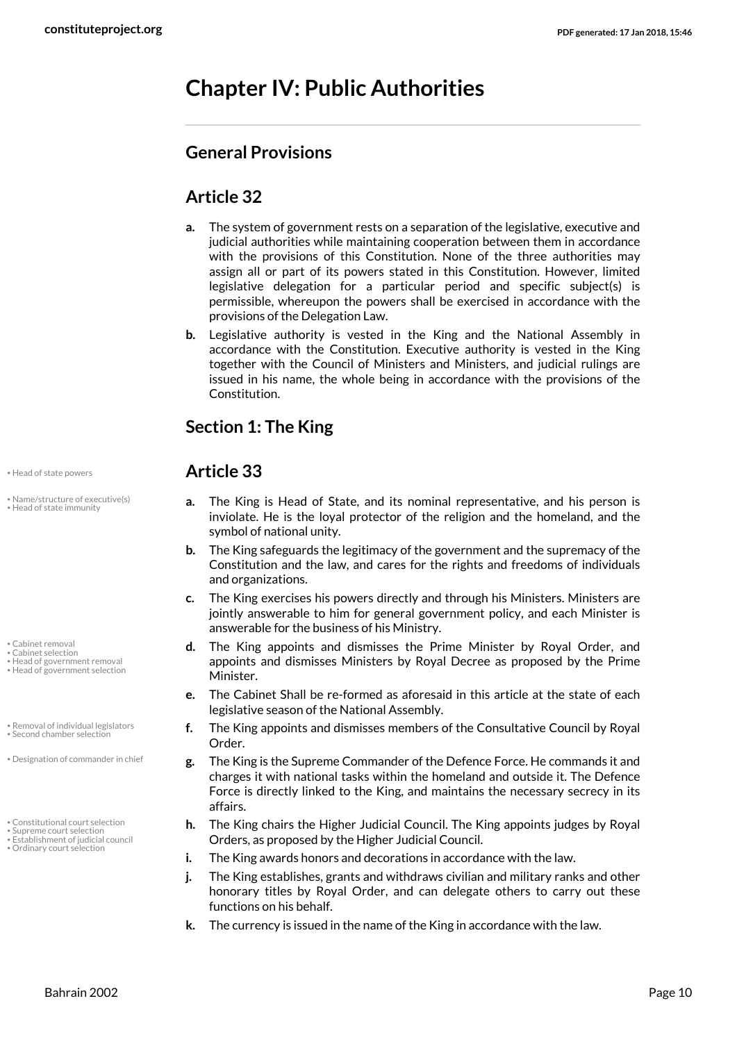# Chapter IV: Public Authorities

## General Provisions

## Article 32

**a.** The system of government rests on a separation of the legislative, executive and judicial authorities while maintaining cooperation between them in accordance with the provisions of this Constitution. None of the three authorities may assign all or part of its powers stated in this Constitution. However, limited legislative delegation for a particular period and specific subject(s) is permissible, whereupon the powers shall be exercised in accordance with the provisions of the Delegation Law.

**b.** Legislative authority is vested in the King and the National Assembly in accordance with the Constitution. Executive authority is vested in the King together with the Council of Ministers and Ministers, and judicial rulings are issued in his name, the whole being in accordance with the provisions of the Constitution.

## Section 1: The King

## Article 33

**a.** The King is Head of State, and its nominal representative, and his person is inviolate. He is the loyal protector of the religion and the homeland, and the symbol of national unity.

**b.** The King safeguards the legitimacy of the government and the supremacy of the Constitution and the law, and cares for the rights and freedoms of individuals and organizations.

**c.** The King exercises his powers directly and through his Ministers. Ministers are jointly answerable to him for general government policy, and each Minister is answerable for the business of his Ministry.

**d.** The King appoints and dismisses the Prime Minister by Royal Order, and appoints and dismisses Ministers by Royal Decree as proposed by the Prime Minister.

**e.** The Cabinet Shall be re-formed as aforesaid in this article at the state of each legislative season of the National Assembly.

**f.** The King appoints and dismisses members of the Consultative Council by Royal Order.

**g.** The King is the Supreme Commander of the Defence Force. He commands it and charges it with national tasks within the homeland and outside it. The Defence Force is directly linked to the King, and maintains the necessary secrecy in its affairs.

**h.** The King chairs the Higher Judicial Council. The King appoints judges by Royal Orders, as proposed by the Higher Judicial Council.

**i.** The King awards honors and decorations in accordance with the law.

**j.** The King establishes, grants and withdraws civilian and military ranks and other honorary titles by Royal Order, and can delegate others to carry out these functions on his behalf.

**k.** The currency is issued in the name of the King in accordance with the law.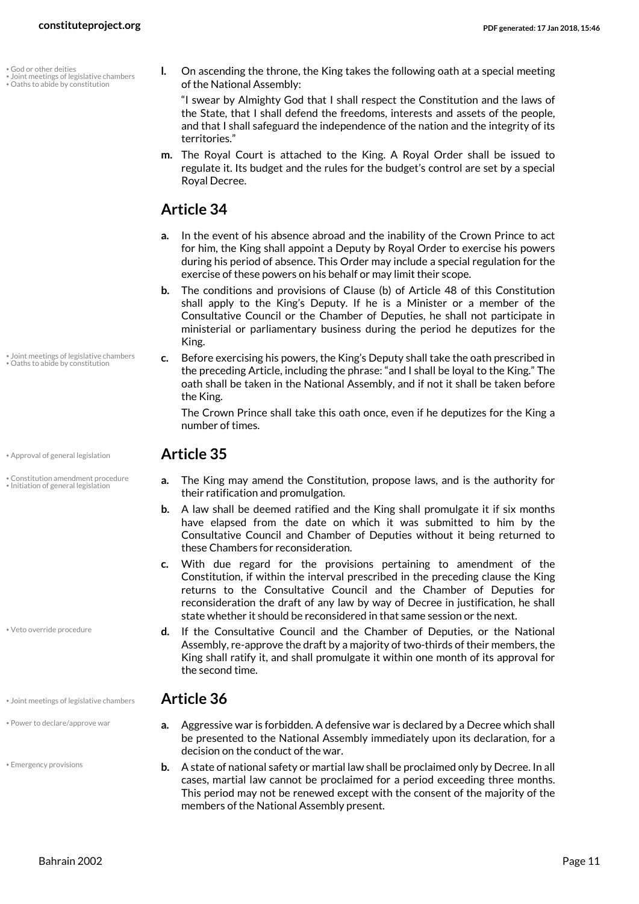**l.** On ascending the throne, the King takes the following oath at a special meeting of the National Assembly:

"I swear by Almighty God that I shall respect the Constitution and the laws of the State, that I shall defend the freedoms, interests and assets of the people, and that I shall safeguard the independence of the nation and the integrity of its territories."

**m.** The Royal Court is attached to the King. A Royal Order shall be issued to regulate it. Its budget and the rules for the budget's control are set by a special Royal Decree.

## Article 34

**a.** In the event of his absence abroad and the inability of the Crown Prince to act for him, the King shall appoint a Deputy by Royal Order to exercise his powers during his period of absence. This Order may include a special regulation for the exercise of these powers on his behalf or may limit their scope.

**b.** The conditions and provisions of Clause (b) of Article 48 of this Constitution shall apply to the King's Deputy. If he is a Minister or a member of the Consultative Council or the Chamber of Deputies, he shall not participate in ministerial or parliamentary business during the period he deputizes for the King.

**c.** Before exercising his powers, the King's Deputy shall take the oath prescribed in the preceding Article, including the phrase: "and I shall be loyal to the King." The oath shall be taken in the National Assembly, and if not it shall be taken before the King.

The Crown Prince shall take this oath once, even if he deputizes for the King a number of times.

## Article 35

**a.** The King may amend the Constitution, propose laws, and is the authority for their ratification and promulgation.

**b.** A law shall be deemed ratified and the King shall promulgate it if six months have elapsed from the date on which it was submitted to him by the Consultative Council and Chamber of Deputies without it being returned to these Chambers for reconsideration.

**c.** With due regard for the provisions pertaining to amendment of the Constitution, if within the interval prescribed in the preceding clause the King returns to the Consultative Council and the Chamber of Deputies for reconsideration the draft of any law by way of Decree in justification, he shall state whether it should be reconsidered in that same session or the next.

**d.** If the Consultative Council and the Chamber of Deputies, or the National Assembly, re-approve the draft by a majority of two-thirds of their members, the King shall ratify it, and shall promulgate it within one month of its approval for the second time.

## Article 36

**a.** Aggressive war is forbidden. A defensive war is declared by a Decree which shall be presented to the National Assembly immediately upon its declaration, for a decision on the conduct of the war.

**b.** A state of national safety or martial law shall be proclaimed only by Decree. In all cases, martial law cannot be proclaimed for a period exceeding three months. This period may not be renewed except with the consent of the majority of the members of the National Assembly present.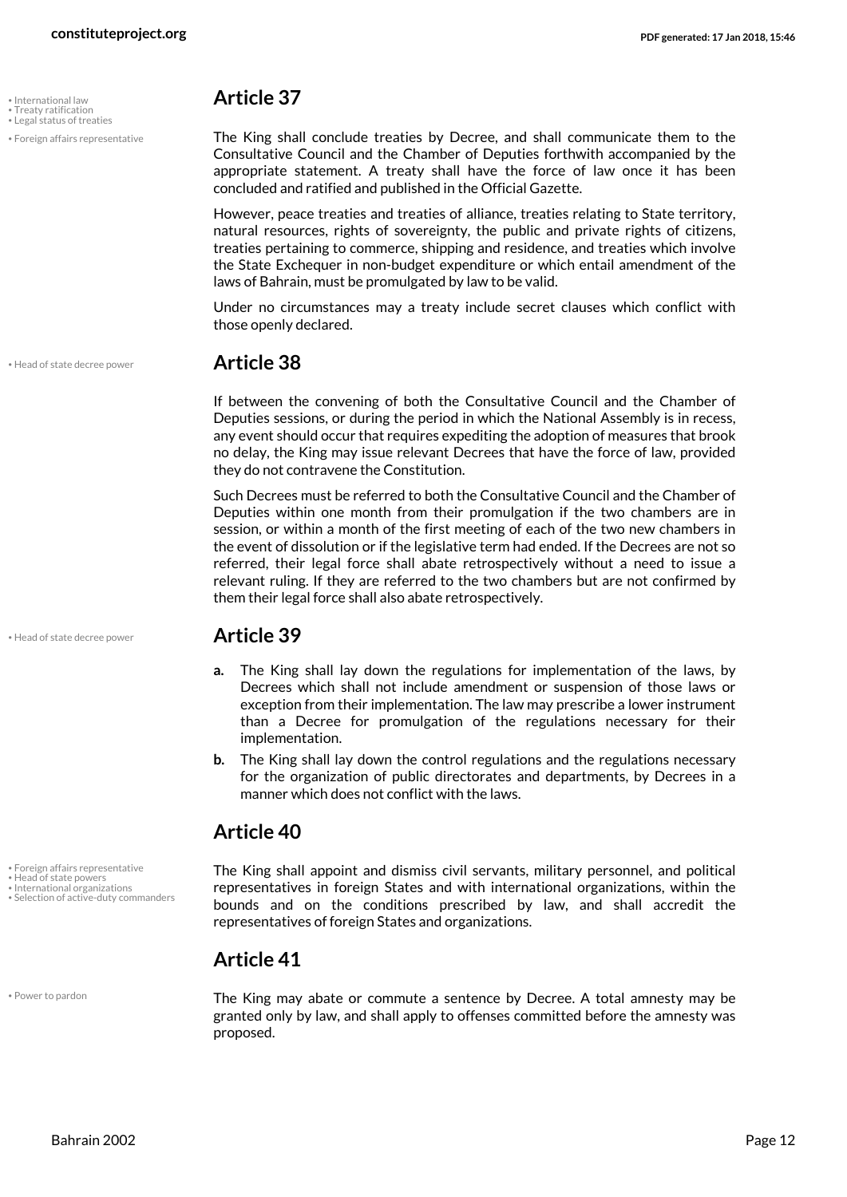## Article 37

The King shall conclude treaties by Decree, and shall communicate them to the Consultative Council and the Chamber of Deputies forthwith accompanied by the appropriate statement. A treaty shall have the force of law once it has been concluded and ratified and published in the Official Gazette.

However, peace treaties and treaties of alliance, treaties relating to State territory, natural resources, rights of sovereignty, the public and private rights of citizens, treaties pertaining to commerce, shipping and residence, and treaties which involve the State Exchequer in non-budget expenditure or which entail amendment of the laws of Bahrain, must be promulgated by law to be valid.

Under no circumstances may a treaty include secret clauses which conflict with those openly declared.

## Article 38

If between the convening of both the Consultative Council and the Chamber of Deputies sessions, or during the period in which the National Assembly is in recess, any event should occur that requires expediting the adoption of measures that brook no delay, the King may issue relevant Decrees that have the force of law, provided they do not contravene the Constitution.

Such Decrees must be referred to both the Consultative Council and the Chamber of Deputies within one month from their promulgation if the two chambers are in session, or within a month of the first meeting of each of the two new chambers in the event of dissolution or if the legislative term had ended. If the Decrees are not so referred, their legal force shall abate retrospectively without a need to issue a relevant ruling. If they are referred to the two chambers but are not confirmed by them their legal force shall also abate retrospectively.

## Article 39

**a.** The King shall lay down the regulations for implementation of the laws, by Decrees which shall not include amendment or suspension of those laws or exception from their implementation. The law may prescribe a lower instrument than a Decree for promulgation of the regulations necessary for their implementation.

**b.** The King shall lay down the control regulations and the regulations necessary for the organization of public directorates and departments, by Decrees in a manner which does not conflict with the laws.

## Article 40

The King shall appoint and dismiss civil servants, military personnel, and political representatives in foreign States and with international organizations, within the bounds and on the conditions prescribed by law, and shall accredit the representatives of foreign States and organizations.

## Article 41

The King may abate or commute a sentence by Decree. A total amnesty may be granted only by law, and shall apply to offenses committed before the amnesty was proposed.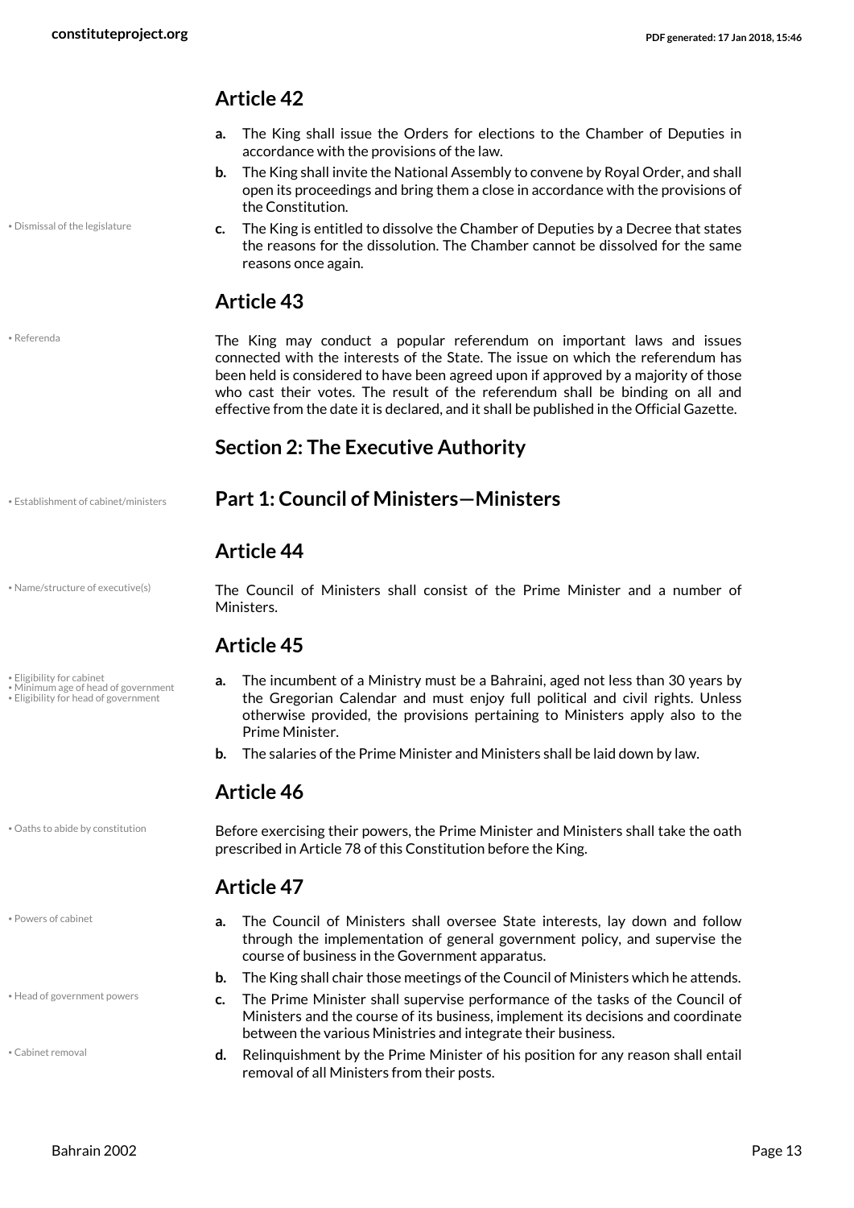## Article 42

- **a.** The King shall issue the Orders for elections to the Chamber of Deputies in accordance with the provisions of the law.
- **b.** The King shall invite the National Assembly to convene by Royal Order, and shall open its proceedings and bring them a close in accordance with the provisions of the Constitution.
- **c.** The King is entitled to dissolve the Chamber of Deputies by a Decree that states the reasons for the dissolution. The Chamber cannot be dissolved for the same reasons once again.

## Article 43

The King may conduct a popular referendum on important laws and issues connected with the interests of the State. The issue on which the referendum has been held is considered to have been agreed upon if approved by a majority of those who cast their votes. The result of the referendum shall be binding on all and effective from the date it is declared, and it shall be published in the Official Gazette.

# Section 2: The Executive Authority

## Part 1: Council of Ministers—Ministers

## Article 44

The Council of Ministers shall consist of the Prime Minister and a number of Ministers.

## Article 45

- **a.** The incumbent of a Ministry must be a Bahraini, aged not less than 30 years by the Gregorian Calendar and must enjoy full political and civil rights. Unless otherwise provided, the provisions pertaining to Ministers apply also to the Prime Minister.
- **b.** The salaries of the Prime Minister and Ministers shall be laid down by law.

## Article 46

Before exercising their powers, the Prime Minister and Ministers shall take the oath prescribed in Article 78 of this Constitution before the King.

## Article 47

- **a.** The Council of Ministers shall oversee State interests, lay down and follow through the implementation of general government policy, and supervise the course of business in the Government apparatus.
- **b.** The King shall chair those meetings of the Council of Ministers which he attends.
- **c.** The Prime Minister shall supervise performance of the tasks of the Council of Ministers and the course of its business, implement its decisions and coordinate between the various Ministries and integrate their business.
- **d.** Relinquishment by the Prime Minister of his position for any reason shall entail removal of all Ministers from their posts.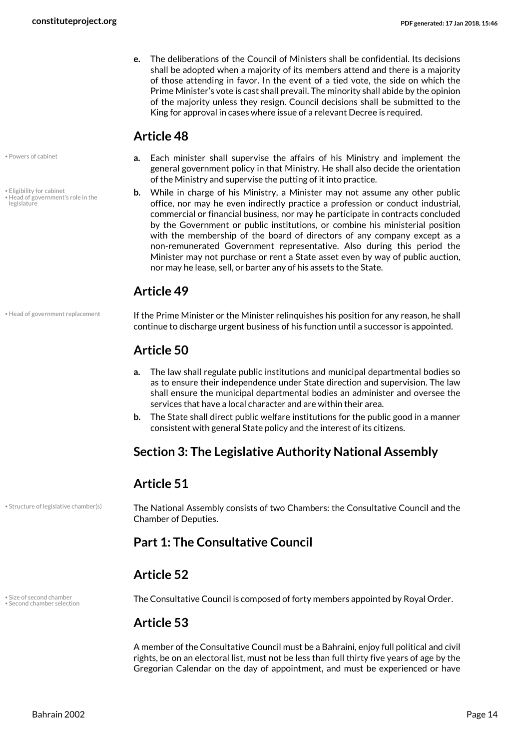e. The deliberations of the Council of Ministers shall be confidential. Its decisions shall be adopted when a majority of its members attend and there is a majority of those attending in favor. In the event of a tied vote, the side on which the Prime Minister's vote is cast shall prevail. The minority shall abide by the opinion of the majority unless they resign. Council decisions shall be submitted to the King for approval in cases where issue of a relevant Decree is required.

## Article 48

a. Each minister shall supervise the affairs of his Ministry and implement the general government policy in that Ministry. He shall also decide the orientation of the Ministry and supervise the putting of it into practice.

b. While in charge of his Ministry, a Minister may not assume any other public office, nor may he even indirectly practice a profession or conduct industrial, commercial or financial business, nor may he participate in contracts concluded by the Government or public institutions, or combine his ministerial position with the membership of the board of directors of any company except as a non-remunerated Government representative. Also during this period the Minister may not purchase or rent a State asset even by way of public auction, nor may he lease, sell, or barter any of his assets to the State.

## Article 49

If the Prime Minister or the Minister relinquishes his position for any reason, he shall continue to discharge urgent business of his function until a successor is appointed.

## Article 50

a. The law shall regulate public institutions and municipal departmental bodies so as to ensure their independence under State direction and supervision. The law shall ensure the municipal departmental bodies an administer and oversee the services that have a local character and are within their area.

b. The State shall direct public welfare institutions for the public good in a manner consistent with general State policy and the interest of its citizens.

## Section 3: The Legislative Authority National Assembly

## Article 51

The National Assembly consists of two Chambers: the Consultative Council and the Chamber of Deputies.

## Part 1: The Consultative Council

## Article 52

The Consultative Council is composed of forty members appointed by Royal Order.

## Article 53

A member of the Consultative Council must be a Bahraini, enjoy full political and civil rights, be on an electoral list, must not be less than full thirty five years of age by the Gregorian Calendar on the day of appointment, and must be experienced or have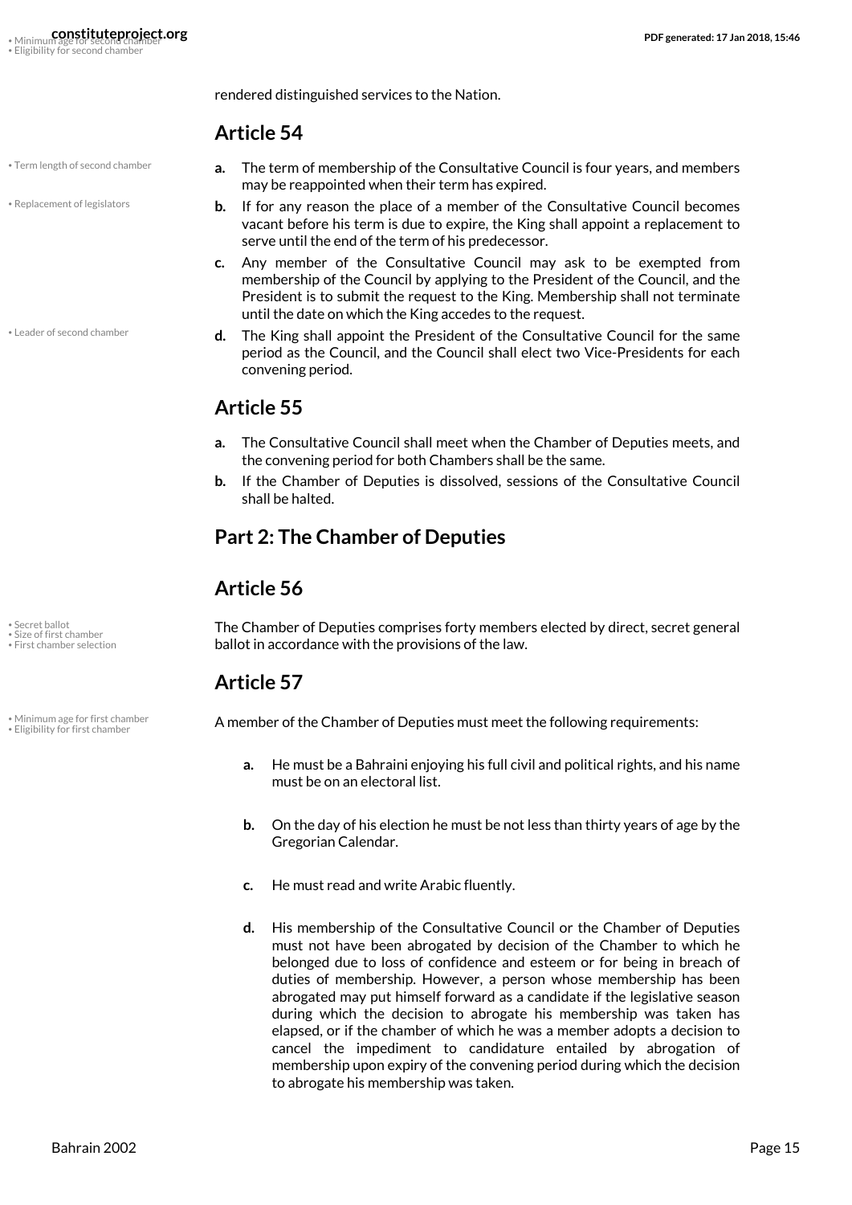rendered distinguished services to the Nation.

## Article 54

a. The term of membership of the Consultative Council is four years, and members may be reappointed when their term has expired.

b. If for any reason the place of a member of the Consultative Council becomes vacant before his term is due to expire, the King shall appoint a replacement to serve until the end of the term of his predecessor.

c. Any member of the Consultative Council may ask to be exempted from membership of the Council by applying to the President of the Council, and the President is to submit the request to the King. Membership shall not terminate until the date on which the King accedes to the request.

d. The King shall appoint the President of the Consultative Council for the same period as the Council, and the Council shall elect two Vice-Presidents for each convening period.

## Article 55

a. The Consultative Council shall meet when the Chamber of Deputies meets, and the convening period for both Chambers shall be the same.

b. If the Chamber of Deputies is dissolved, sessions of the Consultative Council shall be halted.

## Part 2: The Chamber of Deputies

## Article 56

The Chamber of Deputies comprises forty members elected by direct, secret general ballot in accordance with the provisions of the law.

## Article 57

A member of the Chamber of Deputies must meet the following requirements:

a. He must be a Bahraini enjoying his full civil and political rights, and his name must be on an electoral list.

b. On the day of his election he must be not less than thirty years of age by the Gregorian Calendar.

c. He must read and write Arabic fluently.

d. His membership of the Consultative Council or the Chamber of Deputies must not have been abrogated by decision of the Chamber to which he belonged due to loss of confidence and esteem or for being in breach of duties of membership. However, a person whose membership has been abrogated may put himself forward as a candidate if the legislative season during which the decision to abrogate his membership was taken has elapsed, or if the chamber of which he was a member adopts a decision to cancel the impediment to candidature entailed by abrogation of membership upon expiry of the convening period during which the decision to abrogate his membership was taken.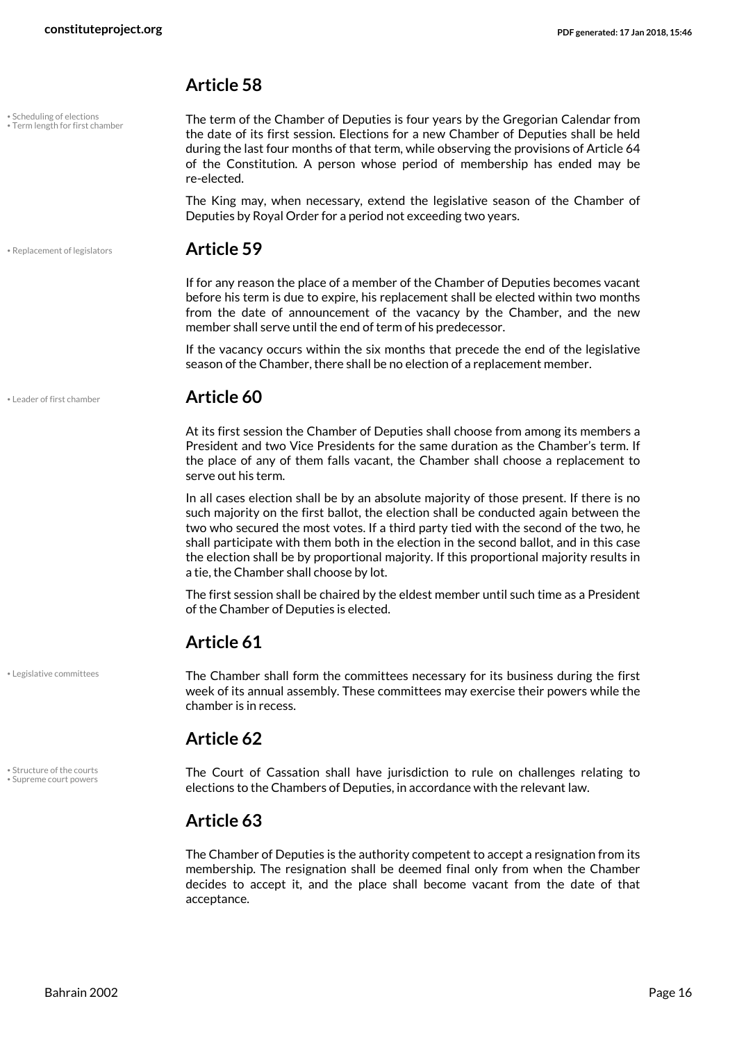## Article 58

• Scheduling of elections
• Term length for first chamber

The term of the Chamber of Deputies is four years by the Gregorian Calendar from the date of its first session. Elections for a new Chamber of Deputies shall be held during the last four months of that term, while observing the provisions of Article 64 of the Constitution. A person whose period of membership has ended may be re-elected.

The King may, when necessary, extend the legislative season of the Chamber of Deputies by Royal Order for a period not exceeding two years.

• Replacement of legislators

## Article 59

If for any reason the place of a member of the Chamber of Deputies becomes vacant before his term is due to expire, his replacement shall be elected within two months from the date of announcement of the vacancy by the Chamber, and the new member shall serve until the end of term of his predecessor.

If the vacancy occurs within the six months that precede the end of the legislative season of the Chamber, there shall be no election of a replacement member.

• Leader of first chamber

## Article 60

At its first session the Chamber of Deputies shall choose from among its members a President and two Vice Presidents for the same duration as the Chamber's term. If the place of any of them falls vacant, the Chamber shall choose a replacement to serve out his term.

In all cases election shall be by an absolute majority of those present. If there is no such majority on the first ballot, the election shall be conducted again between the two who secured the most votes. If a third party tied with the second of the two, he shall participate with them both in the election in the second ballot, and in this case the election shall be by proportional majority. If this proportional majority results in a tie, the Chamber shall choose by lot.

The first session shall be chaired by the eldest member until such time as a President of the Chamber of Deputies is elected.

## Article 61

• Legislative committees

The Chamber shall form the committees necessary for its business during the first week of its annual assembly. These committees may exercise their powers while the chamber is in recess.

## Article 62

• Structure of the courts
• Supreme court powers

The Court of Cassation shall have jurisdiction to rule on challenges relating to elections to the Chambers of Deputies, in accordance with the relevant law.

## Article 63

The Chamber of Deputies is the authority competent to accept a resignation from its membership. The resignation shall be deemed final only from when the Chamber decides to accept it, and the place shall become vacant from the date of that acceptance.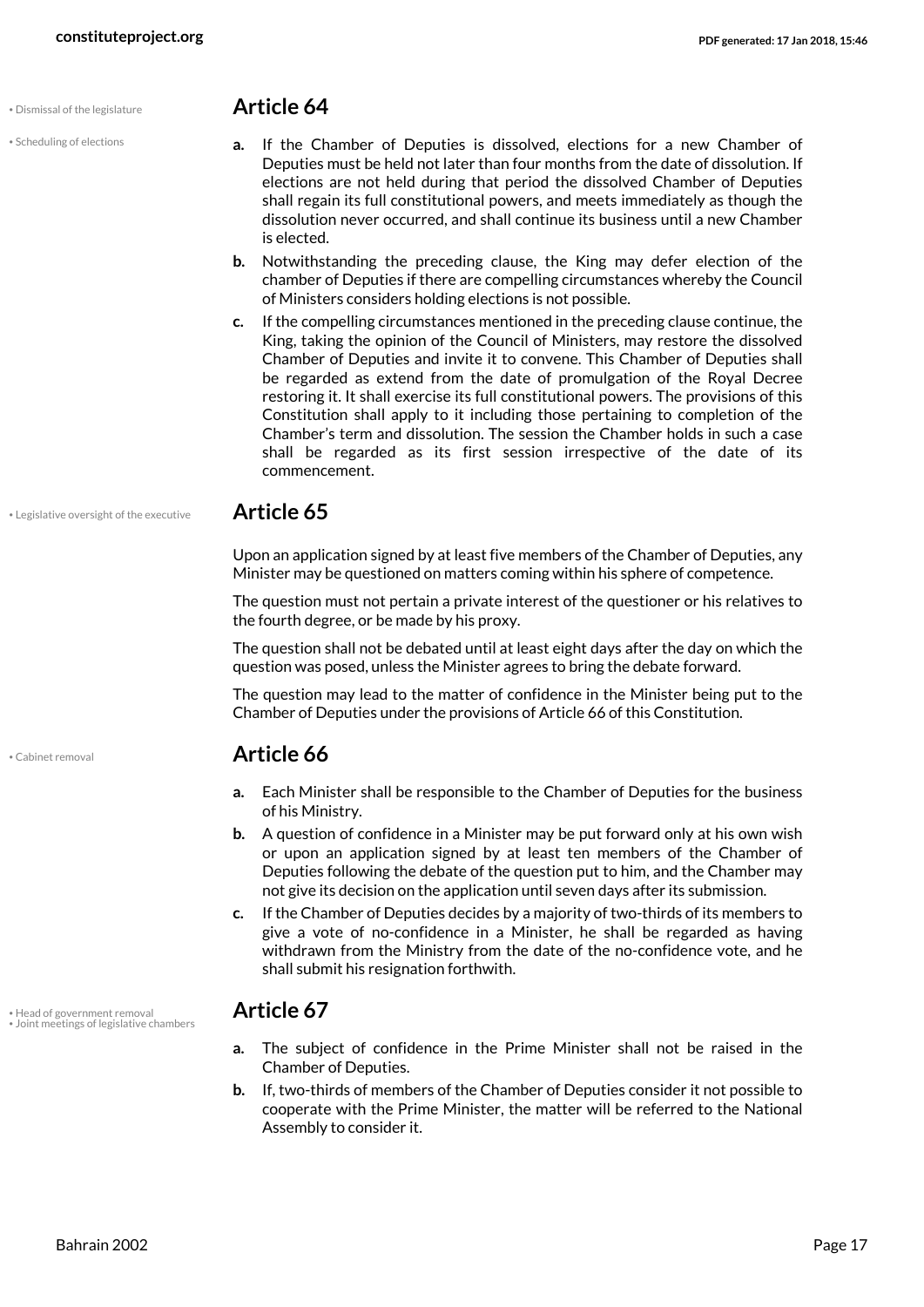## Article 64

- **a.** If the Chamber of Deputies is dissolved, elections for a new Chamber of Deputies must be held not later than four months from the date of dissolution. If elections are not held during that period the dissolved Chamber of Deputies shall regain its full constitutional powers, and meets immediately as though the dissolution never occurred, and shall continue its business until a new Chamber is elected.
- **b.** Notwithstanding the preceding clause, the King may defer election of the chamber of Deputies if there are compelling circumstances whereby the Council of Ministers considers holding elections is not possible.
- **c.** If the compelling circumstances mentioned in the preceding clause continue, the King, taking the opinion of the Council of Ministers, may restore the dissolved Chamber of Deputies and invite it to convene. This Chamber of Deputies shall be regarded as extend from the date of promulgation of the Royal Decree restoring it. It shall exercise its full constitutional powers. The provisions of this Constitution shall apply to it including those pertaining to completion of the Chamber's term and dissolution. The session the Chamber holds in such a case shall be regarded as its first session irrespective of the date of its commencement.

## Article 65

Upon an application signed by at least five members of the Chamber of Deputies, any Minister may be questioned on matters coming within his sphere of competence.

The question must not pertain a private interest of the questioner or his relatives to the fourth degree, or be made by his proxy.

The question shall not be debated until at least eight days after the day on which the question was posed, unless the Minister agrees to bring the debate forward.

The question may lead to the matter of confidence in the Minister being put to the Chamber of Deputies under the provisions of Article 66 of this Constitution.

## Article 66

- **a.** Each Minister shall be responsible to the Chamber of Deputies for the business of his Ministry.
- **b.** A question of confidence in a Minister may be put forward only at his own wish or upon an application signed by at least ten members of the Chamber of Deputies following the debate of the question put to him, and the Chamber may not give its decision on the application until seven days after its submission.
- **c.** If the Chamber of Deputies decides by a majority of two-thirds of its members to give a vote of no-confidence in a Minister, he shall be regarded as having withdrawn from the Ministry from the date of the no-confidence vote, and he shall submit his resignation forthwith.

## Article 67

- **a.** The subject of confidence in the Prime Minister shall not be raised in the Chamber of Deputies.
- **b.** If, two-thirds of members of the Chamber of Deputies consider it not possible to cooperate with the Prime Minister, the matter will be referred to the National Assembly to consider it.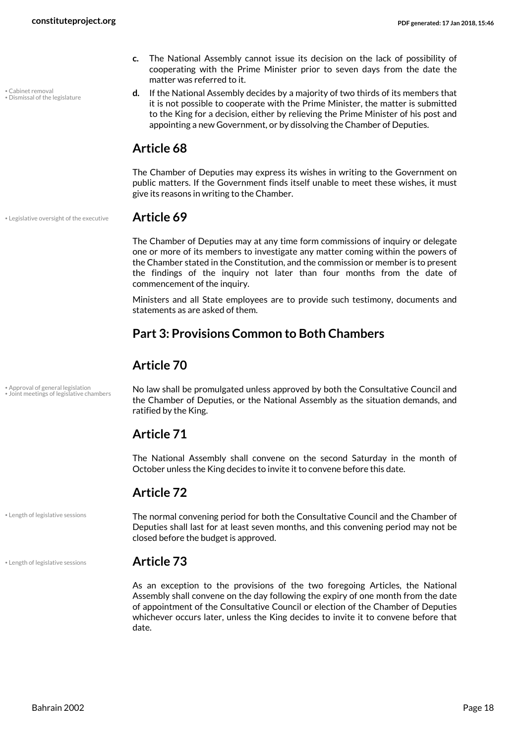c. The National Assembly cannot issue its decision on the lack of possibility of cooperating with the Prime Minister prior to seven days from the date the matter was referred to it.

d. If the National Assembly decides by a majority of two thirds of its members that it is not possible to cooperate with the Prime Minister, the matter is submitted to the King for a decision, either by relieving the Prime Minister of his post and appointing a new Government, or by dissolving the Chamber of Deputies.

## Article 68

The Chamber of Deputies may express its wishes in writing to the Government on public matters. If the Government finds itself unable to meet these wishes, it must give its reasons in writing to the Chamber.

## Article 69

The Chamber of Deputies may at any time form commissions of inquiry or delegate one or more of its members to investigate any matter coming within the powers of the Chamber stated in the Constitution, and the commission or member is to present the findings of the inquiry not later than four months from the date of commencement of the inquiry.

Ministers and all State employees are to provide such testimony, documents and statements as are asked of them.

## Part 3: Provisions Common to Both Chambers

## Article 70

No law shall be promulgated unless approved by both the Consultative Council and the Chamber of Deputies, or the National Assembly as the situation demands, and ratified by the King.

## Article 71

The National Assembly shall convene on the second Saturday in the month of October unless the King decides to invite it to convene before this date.

## Article 72

The normal convening period for both the Consultative Council and the Chamber of Deputies shall last for at least seven months, and this convening period may not be closed before the budget is approved.

## Article 73

As an exception to the provisions of the two foregoing Articles, the National Assembly shall convene on the day following the expiry of one month from the date of appointment of the Consultative Council or election of the Chamber of Deputies whichever occurs later, unless the King decides to invite it to convene before that date.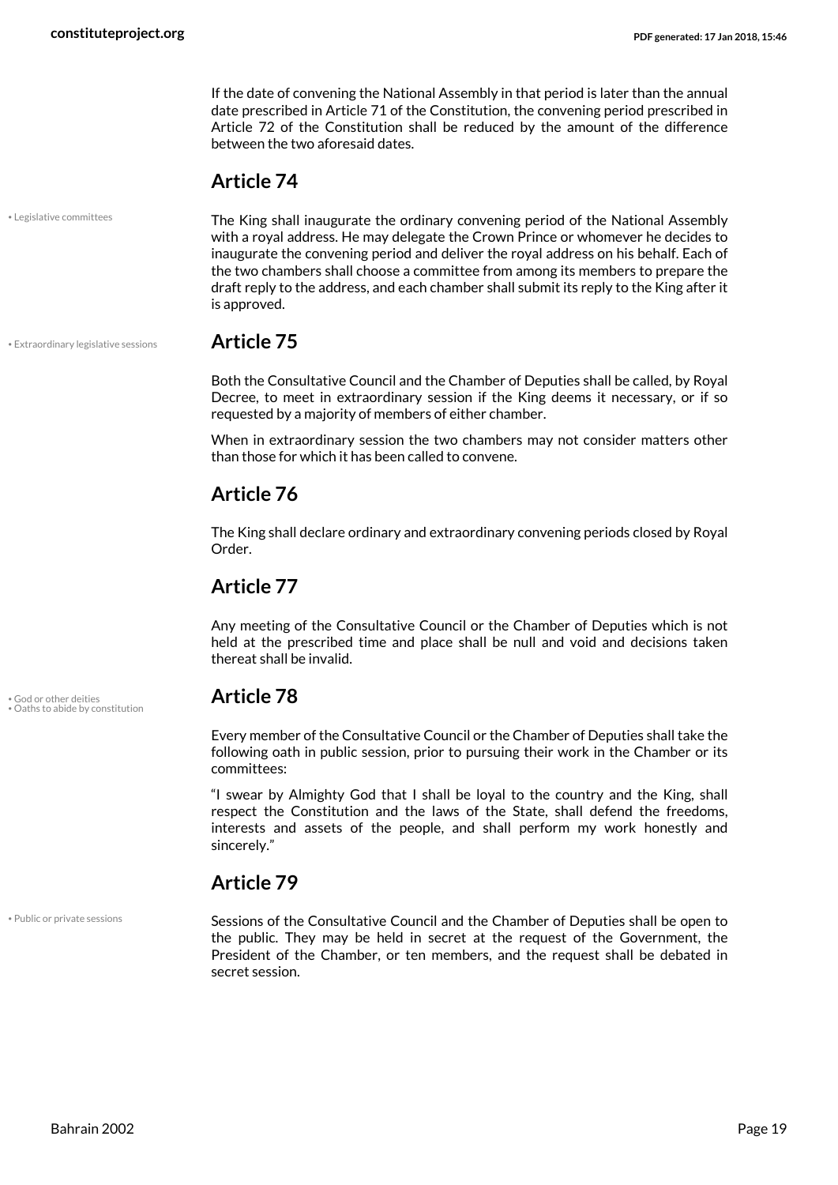If the date of convening the National Assembly in that period is later than the annual date prescribed in Article 71 of the Constitution, the convening period prescribed in Article 72 of the Constitution shall be reduced by the amount of the difference between the two aforesaid dates.

## Article 74

• Legislative committees

The King shall inaugurate the ordinary convening period of the National Assembly with a royal address. He may delegate the Crown Prince or whomever he decides to inaugurate the convening period and deliver the royal address on his behalf. Each of the two chambers shall choose a committee from among its members to prepare the draft reply to the address, and each chamber shall submit its reply to the King after it is approved.

## Article 75

• Extraordinary legislative sessions

Both the Consultative Council and the Chamber of Deputies shall be called, by Royal Decree, to meet in extraordinary session if the King deems it necessary, or if so requested by a majority of members of either chamber.

When in extraordinary session the two chambers may not consider matters other than those for which it has been called to convene.

## Article 76

The King shall declare ordinary and extraordinary convening periods closed by Royal Order.

## Article 77

Any meeting of the Consultative Council or the Chamber of Deputies which is not held at the prescribed time and place shall be null and void and decisions taken thereat shall be invalid.

## Article 78

• God or other deities
• Oaths to abide by constitution

Every member of the Consultative Council or the Chamber of Deputies shall take the following oath in public session, prior to pursuing their work in the Chamber or its committees:

“I swear by Almighty God that I shall be loyal to the country and the King, shall respect the Constitution and the laws of the State, shall defend the freedoms, interests and assets of the people, and shall perform my work honestly and sincerely.”

## Article 79

• Public or private sessions

Sessions of the Consultative Council and the Chamber of Deputies shall be open to the public. They may be held in secret at the request of the Government, the President of the Chamber, or ten members, and the request shall be debated in secret session.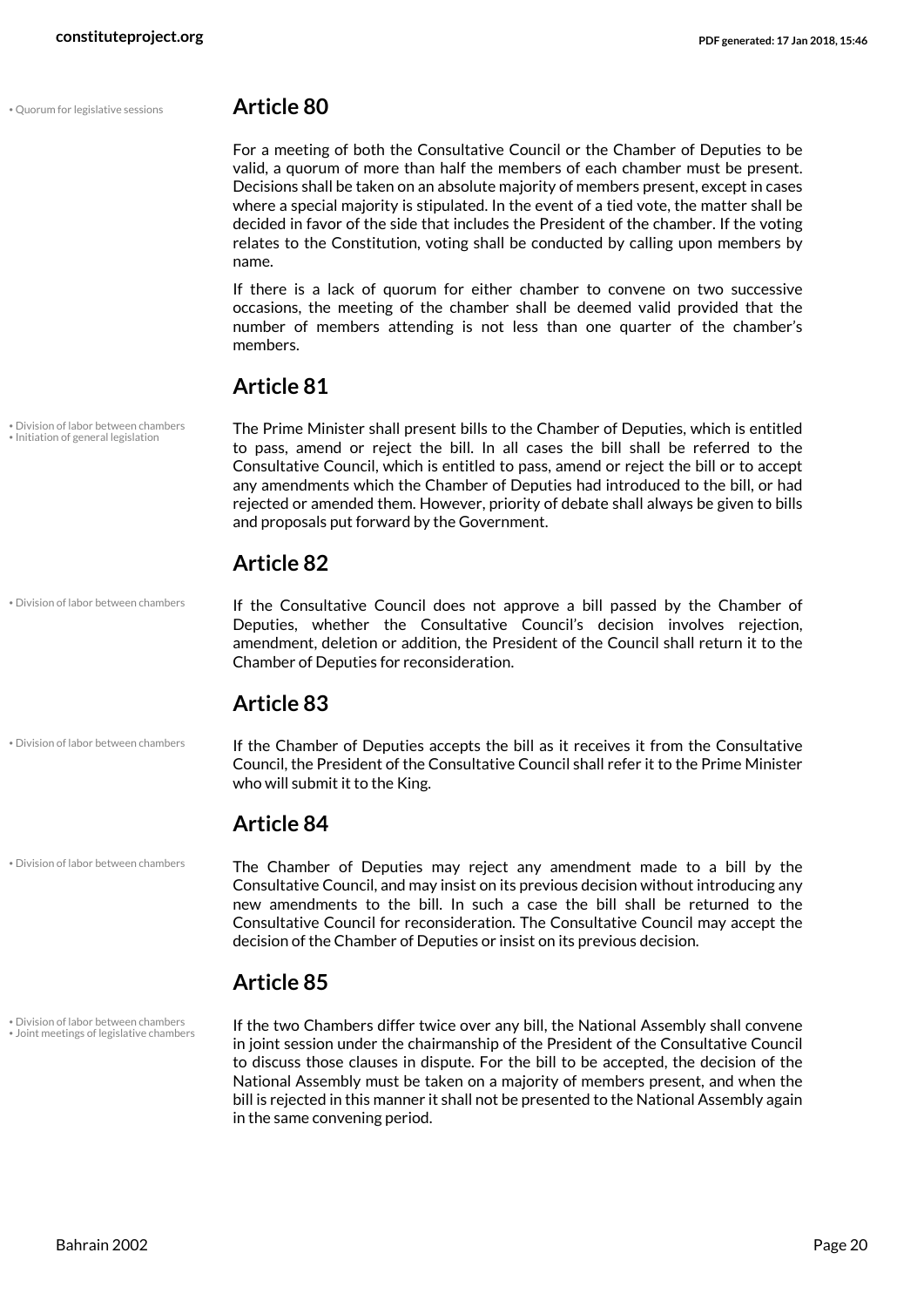• Quorum for legislative sessions

## Article 80

For a meeting of both the Consultative Council or the Chamber of Deputies to be valid, a quorum of more than half the members of each chamber must be present. Decisions shall be taken on an absolute majority of members present, except in cases where a special majority is stipulated. In the event of a tied vote, the matter shall be decided in favor of the side that includes the President of the chamber. If the voting relates to the Constitution, voting shall be conducted by calling upon members by name.

If there is a lack of quorum for either chamber to convene on two successive occasions, the meeting of the chamber shall be deemed valid provided that the number of members attending is not less than one quarter of the chamber's members.

## Article 81

• Division of labor between chambers
• Initiation of general legislation

The Prime Minister shall present bills to the Chamber of Deputies, which is entitled to pass, amend or reject the bill. In all cases the bill shall be referred to the Consultative Council, which is entitled to pass, amend or reject the bill or to accept any amendments which the Chamber of Deputies had introduced to the bill, or had rejected or amended them. However, priority of debate shall always be given to bills and proposals put forward by the Government.

## Article 82

• Division of labor between chambers

If the Consultative Council does not approve a bill passed by the Chamber of Deputies, whether the Consultative Council's decision involves rejection, amendment, deletion or addition, the President of the Council shall return it to the Chamber of Deputies for reconsideration.

## Article 83

• Division of labor between chambers

If the Chamber of Deputies accepts the bill as it receives it from the Consultative Council, the President of the Consultative Council shall refer it to the Prime Minister who will submit it to the King.

## Article 84

• Division of labor between chambers

The Chamber of Deputies may reject any amendment made to a bill by the Consultative Council, and may insist on its previous decision without introducing any new amendments to the bill. In such a case the bill shall be returned to the Consultative Council for reconsideration. The Consultative Council may accept the decision of the Chamber of Deputies or insist on its previous decision.

## Article 85

• Division of labor between chambers
• Joint meetings of legislative chambers

If the two Chambers differ twice over any bill, the National Assembly shall convene in joint session under the chairmanship of the President of the Consultative Council to discuss those clauses in dispute. For the bill to be accepted, the decision of the National Assembly must be taken on a majority of members present, and when the bill is rejected in this manner it shall not be presented to the National Assembly again in the same convening period.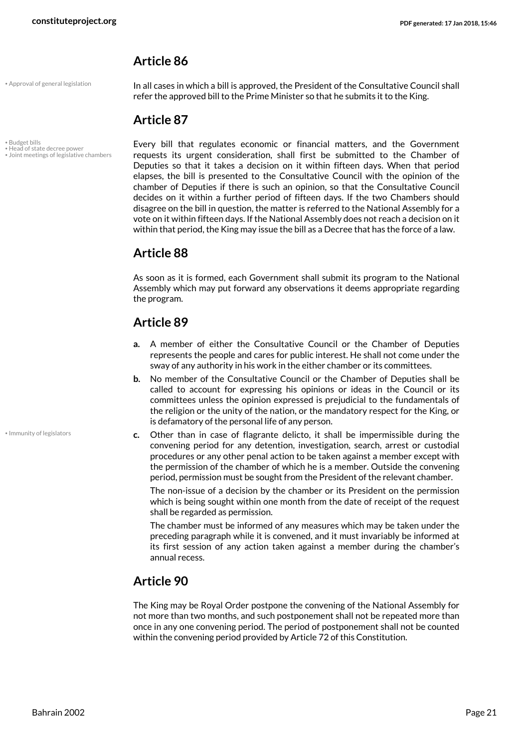## Article 86

• Approval of general legislation

In all cases in which a bill is approved, the President of the Consultative Council shall refer the approved bill to the Prime Minister so that he submits it to the King.

## Article 87

• Budget bills
• Head of state decree power
• Joint meetings of legislative chambers

Every bill that regulates economic or financial matters, and the Government requests its urgent consideration, shall first be submitted to the Chamber of Deputies so that it takes a decision on it within fifteen days. When that period elapses, the bill is presented to the Consultative Council with the opinion of the chamber of Deputies if there is such an opinion, so that the Consultative Council decides on it within a further period of fifteen days. If the two Chambers should disagree on the bill in question, the matter is referred to the National Assembly for a vote on it within fifteen days. If the National Assembly does not reach a decision on it within that period, the King may issue the bill as a Decree that has the force of a law.

## Article 88

As soon as it is formed, each Government shall submit its program to the National Assembly which may put forward any observations it deems appropriate regarding the program.

## Article 89

**a.** A member of either the Consultative Council or the Chamber of Deputies represents the people and cares for public interest. He shall not come under the sway of any authority in his work in the either chamber or its committees.

**b.** No member of the Consultative Council or the Chamber of Deputies shall be called to account for expressing his opinions or ideas in the Council or its committees unless the opinion expressed is prejudicial to the fundamentals of the religion or the unity of the nation, or the mandatory respect for the King, or is defamatory of the personal life of any person.

• Immunity of legislators

**c.** Other than in case of flagrante delicto, it shall be impermissible during the convening period for any detention, investigation, search, arrest or custodial procedures or any other penal action to be taken against a member except with the permission of the chamber of which he is a member. Outside the convening period, permission must be sought from the President of the relevant chamber.

The non-issue of a decision by the chamber or its President on the permission which is being sought within one month from the date of receipt of the request shall be regarded as permission.

The chamber must be informed of any measures which may be taken under the preceding paragraph while it is convened, and it must invariably be informed at its first session of any action taken against a member during the chamber's annual recess.

## Article 90

The King may be Royal Order postpone the convening of the National Assembly for not more than two months, and such postponement shall not be repeated more than once in any one convening period. The period of postponement shall not be counted within the convening period provided by Article 72 of this Constitution.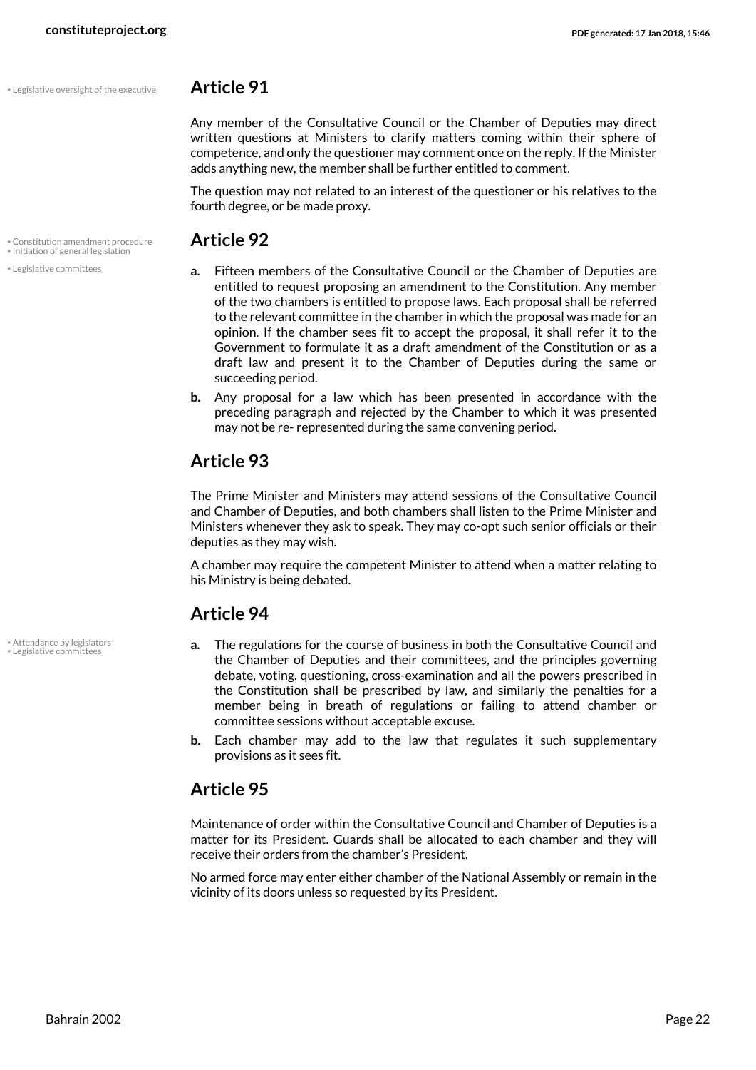• Legislative oversight of the executive

## Article 91

Any member of the Consultative Council or the Chamber of Deputies may direct written questions at Ministers to clarify matters coming within their sphere of competence, and only the questioner may comment once on the reply. If the Minister adds anything new, the member shall be further entitled to comment.

The question may not related to an interest of the questioner or his relatives to the fourth degree, or be made proxy.

• Constitution amendment procedure
• Initiation of general legislation
• Legislative committees

## Article 92

**a.** Fifteen members of the Consultative Council or the Chamber of Deputies are entitled to request proposing an amendment to the Constitution. Any member of the two chambers is entitled to propose laws. Each proposal shall be referred to the relevant committee in the chamber in which the proposal was made for an opinion. If the chamber sees fit to accept the proposal, it shall refer it to the Government to formulate it as a draft amendment of the Constitution or as a draft law and present it to the Chamber of Deputies during the same or succeeding period.

**b.** Any proposal for a law which has been presented in accordance with the preceding paragraph and rejected by the Chamber to which it was presented may not be re- represented during the same convening period.

## Article 93

The Prime Minister and Ministers may attend sessions of the Consultative Council and Chamber of Deputies, and both chambers shall listen to the Prime Minister and Ministers whenever they ask to speak. They may co-opt such senior officials or their deputies as they may wish.

A chamber may require the competent Minister to attend when a matter relating to his Ministry is being debated.

## Article 94

• Attendance by legislators
• Legislative committees

**a.** The regulations for the course of business in both the Consultative Council and the Chamber of Deputies and their committees, and the principles governing debate, voting, questioning, cross-examination and all the powers prescribed in the Constitution shall be prescribed by law, and similarly the penalties for a member being in breath of regulations or failing to attend chamber or committee sessions without acceptable excuse.

**b.** Each chamber may add to the law that regulates it such supplementary provisions as it sees fit.

## Article 95

Maintenance of order within the Consultative Council and Chamber of Deputies is a matter for its President. Guards shall be allocated to each chamber and they will receive their orders from the chamber's President.

No armed force may enter either chamber of the National Assembly or remain in the vicinity of its doors unless so requested by its President.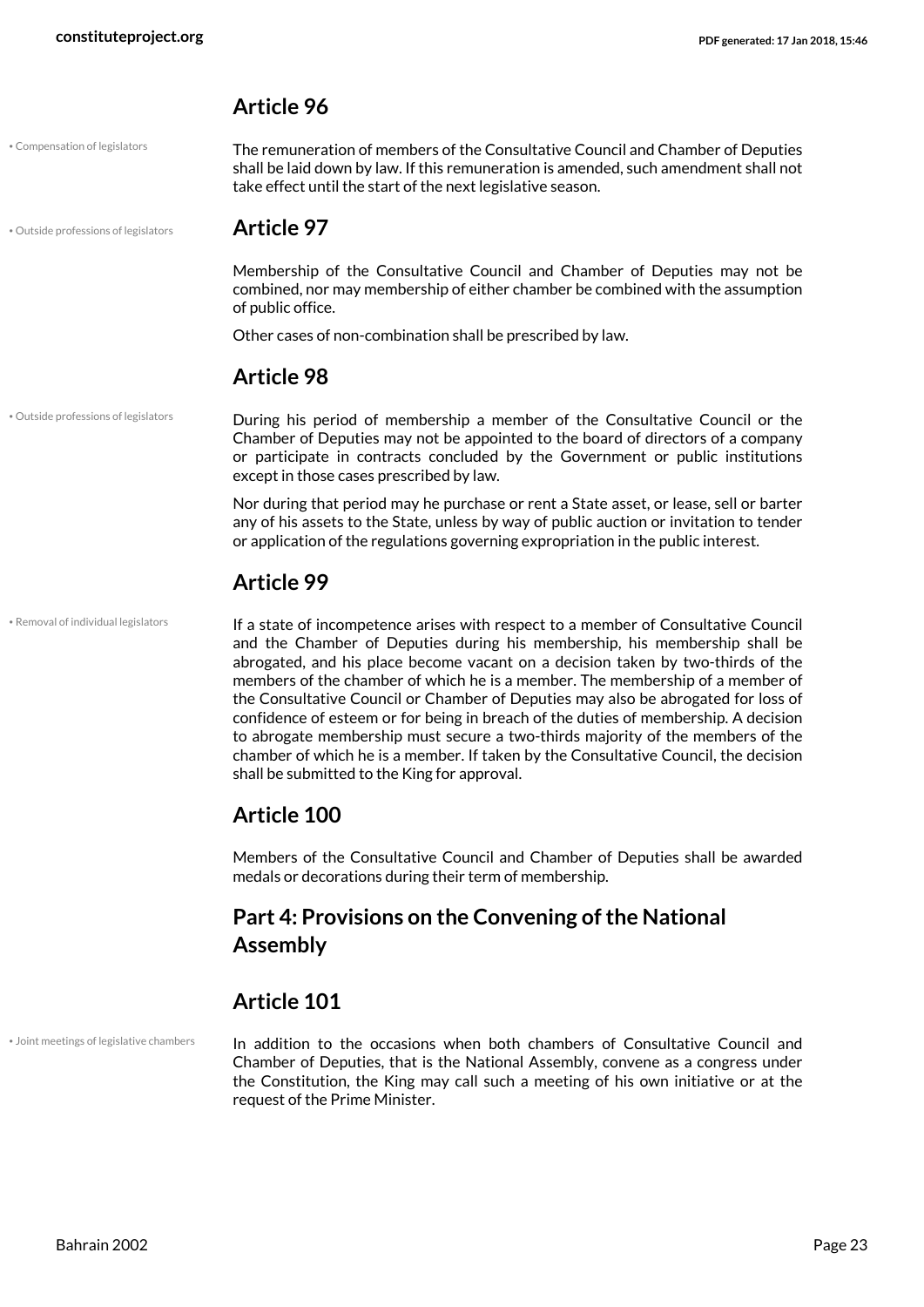## Article 96

• Compensation of legislators

The remuneration of members of the Consultative Council and Chamber of Deputies shall be laid down by law. If this remuneration is amended, such amendment shall not take effect until the start of the next legislative season.

• Outside professions of legislators

## Article 97

Membership of the Consultative Council and Chamber of Deputies may not be combined, nor may membership of either chamber be combined with the assumption of public office.

Other cases of non-combination shall be prescribed by law.

## Article 98

• Outside professions of legislators

During his period of membership a member of the Consultative Council or the Chamber of Deputies may not be appointed to the board of directors of a company or participate in contracts concluded by the Government or public institutions except in those cases prescribed by law.

Nor during that period may he purchase or rent a State asset, or lease, sell or barter any of his assets to the State, unless by way of public auction or invitation to tender or application of the regulations governing expropriation in the public interest.

## Article 99

• Removal of individual legislators

If a state of incompetence arises with respect to a member of Consultative Council and the Chamber of Deputies during his membership, his membership shall be abrogated, and his place become vacant on a decision taken by two-thirds of the members of the chamber of which he is a member. The membership of a member of the Consultative Council or Chamber of Deputies may also be abrogated for loss of confidence of esteem or for being in breach of the duties of membership. A decision to abrogate membership must secure a two-thirds majority of the members of the chamber of which he is a member. If taken by the Consultative Council, the decision shall be submitted to the King for approval.

## Article 100

Members of the Consultative Council and Chamber of Deputies shall be awarded medals or decorations during their term of membership.

## Part 4: Provisions on the Convening of the National Assembly

## Article 101

• Joint meetings of legislative chambers

In addition to the occasions when both chambers of Consultative Council and Chamber of Deputies, that is the National Assembly, convene as a congress under the Constitution, the King may call such a meeting of his own initiative or at the request of the Prime Minister.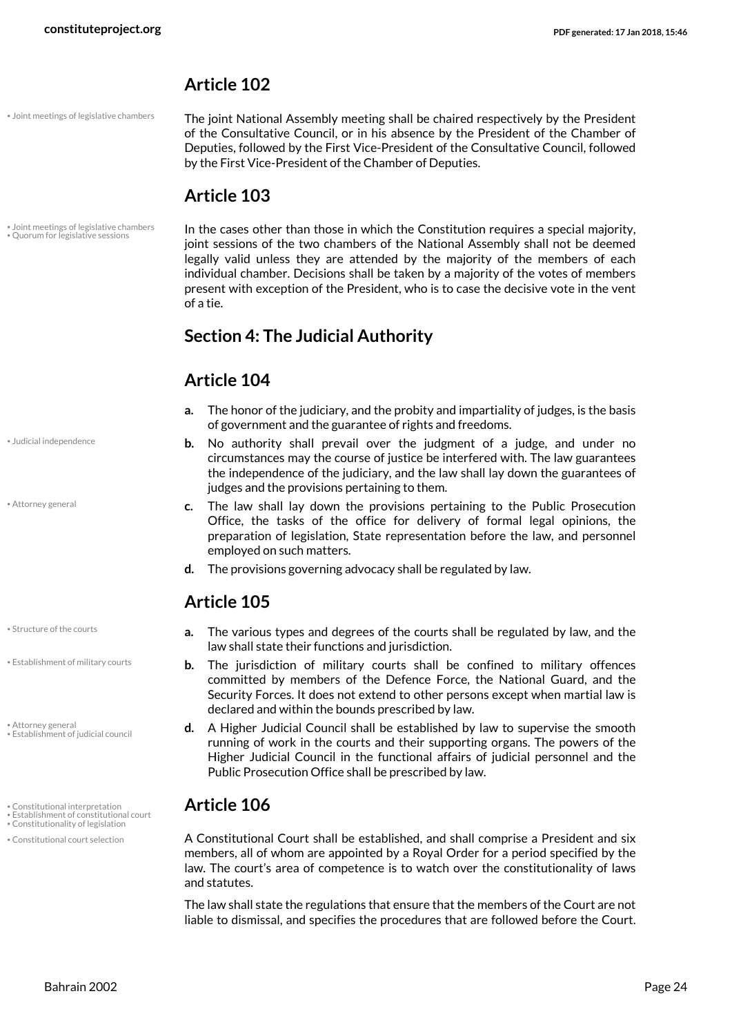## Article 102

• Joint meetings of legislative chambers

The joint National Assembly meeting shall be chaired respectively by the President of the Consultative Council, or in his absence by the President of the Chamber of Deputies, followed by the First Vice-President of the Consultative Council, followed by the First Vice-President of the Chamber of Deputies.

## Article 103

• Joint meetings of legislative chambers
• Quorum for legislative sessions

In the cases other than those in which the Constitution requires a special majority, joint sessions of the two chambers of the National Assembly shall not be deemed legally valid unless they are attended by the majority of the members of each individual chamber. Decisions shall be taken by a majority of the votes of members present with exception of the President, who is to case the decisive vote in the vent of a tie.

## Section 4: The Judicial Authority

## Article 104

**a.** The honor of the judiciary, and the probity and impartiality of judges, is the basis of government and the guarantee of rights and freedoms.

• Judicial independence

**b.** No authority shall prevail over the judgment of a judge, and under no circumstances may the course of justice be interfered with. The law guarantees the independence of the judiciary, and the law shall lay down the guarantees of judges and the provisions pertaining to them.

• Attorney general

**c.** The law shall lay down the provisions pertaining to the Public Prosecution Office, the tasks of the office for delivery of formal legal opinions, the preparation of legislation, State representation before the law, and personnel employed on such matters.

**d.** The provisions governing advocacy shall be regulated by law.

## Article 105

• Structure of the courts

**a.** The various types and degrees of the courts shall be regulated by law, and the law shall state their functions and jurisdiction.

• Establishment of military courts

**b.** The jurisdiction of military courts shall be confined to military offences committed by members of the Defence Force, the National Guard, and the Security Forces. It does not extend to other persons except when martial law is declared and within the bounds prescribed by law.

• Attorney general
• Establishment of judicial council

**d.** A Higher Judicial Council shall be established by law to supervise the smooth running of work in the courts and their supporting organs. The powers of the Higher Judicial Council in the functional affairs of judicial personnel and the Public Prosecution Office shall be prescribed by law.

## Article 106

• Constitutional interpretation
• Establishment of constitutional court
• Constitutionality of legislation
• Constitutional court selection

A Constitutional Court shall be established, and shall comprise a President and six members, all of whom are appointed by a Royal Order for a period specified by the law. The court's area of competence is to watch over the constitutionality of laws and statutes.

The law shall state the regulations that ensure that the members of the Court are not liable to dismissal, and specifies the procedures that are followed before the Court.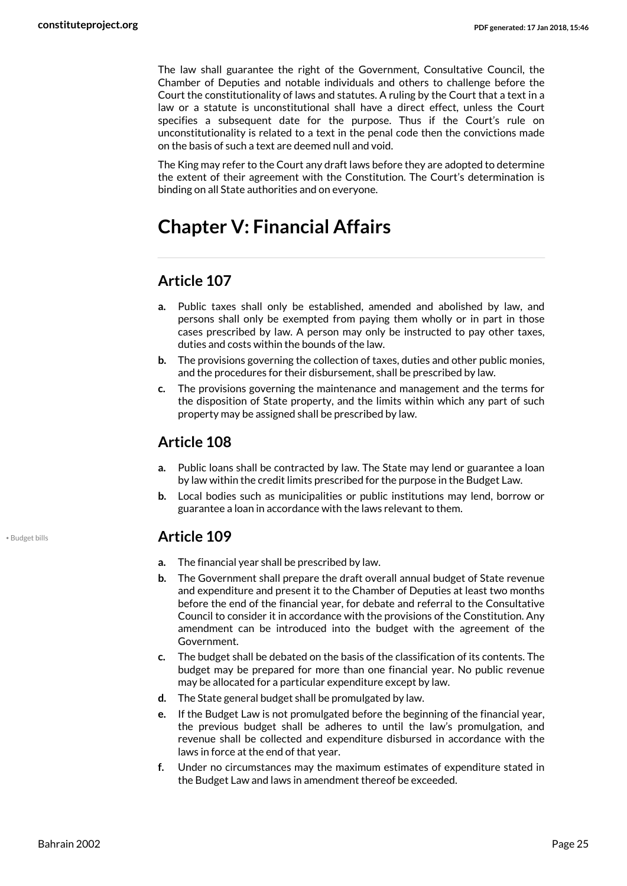The law shall guarantee the right of the Government, Consultative Council, the Chamber of Deputies and notable individuals and others to challenge before the Court the constitutionality of laws and statutes. A ruling by the Court that a text in a law or a statute is unconstitutional shall have a direct effect, unless the Court specifies a subsequent date for the purpose. Thus if the Court's rule on unconstitutionality is related to a text in the penal code then the convictions made on the basis of such a text are deemed null and void.

The King may refer to the Court any draft laws before they are adopted to determine the extent of their agreement with the Constitution. The Court's determination is binding on all State authorities and on everyone.

# Chapter V: Financial Affairs

## Article 107

- **a.** Public taxes shall only be established, amended and abolished by law, and persons shall only be exempted from paying them wholly or in part in those cases prescribed by law. A person may only be instructed to pay other taxes, duties and costs within the bounds of the law.
- **b.** The provisions governing the collection of taxes, duties and other public monies, and the procedures for their disbursement, shall be prescribed by law.
- **c.** The provisions governing the maintenance and management and the terms for the disposition of State property, and the limits within which any part of such property may be assigned shall be prescribed by law.

## Article 108

- **a.** Public loans shall be contracted by law. The State may lend or guarantee a loan by law within the credit limits prescribed for the purpose in the Budget Law.
- **b.** Local bodies such as municipalities or public institutions may lend, borrow or guarantee a loan in accordance with the laws relevant to them.

• Budget bills

## Article 109

- **a.** The financial year shall be prescribed by law.
- **b.** The Government shall prepare the draft overall annual budget of State revenue and expenditure and present it to the Chamber of Deputies at least two months before the end of the financial year, for debate and referral to the Consultative Council to consider it in accordance with the provisions of the Constitution. Any amendment can be introduced into the budget with the agreement of the Government.
- **c.** The budget shall be debated on the basis of the classification of its contents. The budget may be prepared for more than one financial year. No public revenue may be allocated for a particular expenditure except by law.
- **d.** The State general budget shall be promulgated by law.
- **e.** If the Budget Law is not promulgated before the beginning of the financial year, the previous budget shall be adheres to until the law's promulgation, and revenue shall be collected and expenditure disbursed in accordance with the laws in force at the end of that year.
- **f.** Under no circumstances may the maximum estimates of expenditure stated in the Budget Law and laws in amendment thereof be exceeded.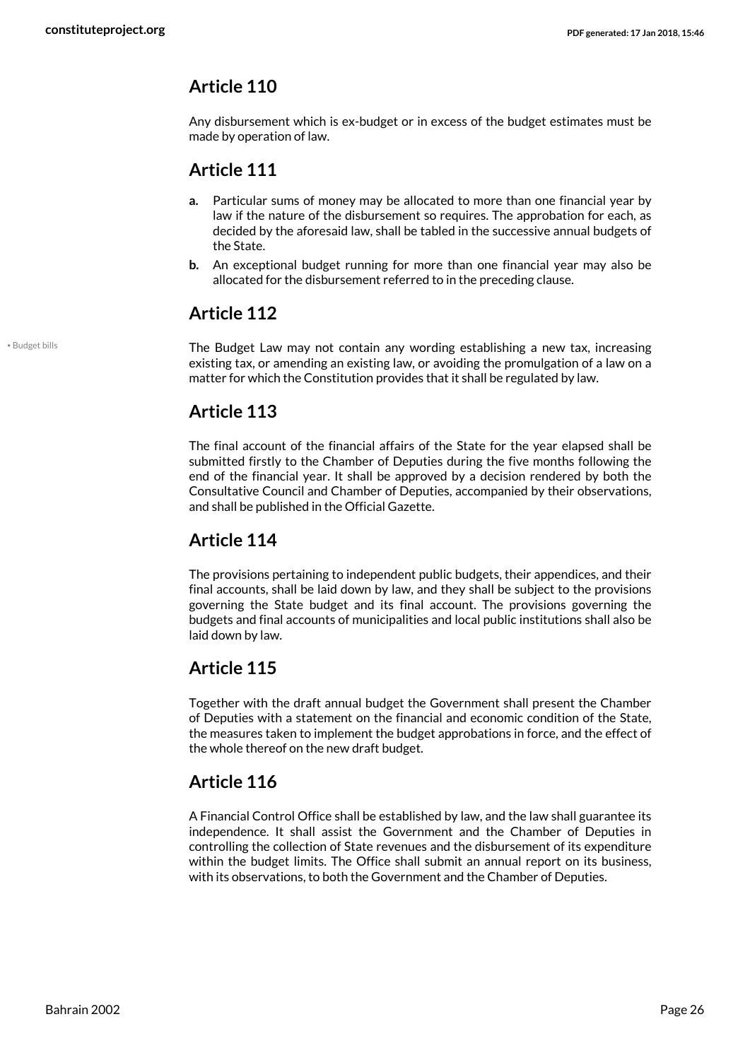## Article 110

Any disbursement which is ex-budget or in excess of the budget estimates must be made by operation of law.

## Article 111

- **a.** Particular sums of money may be allocated to more than one financial year by law if the nature of the disbursement so requires. The approbation for each, as decided by the aforesaid law, shall be tabled in the successive annual budgets of the State.
- **b.** An exceptional budget running for more than one financial year may also be allocated for the disbursement referred to in the preceding clause.

## Article 112

• Budget bills

The Budget Law may not contain any wording establishing a new tax, increasing existing tax, or amending an existing law, or avoiding the promulgation of a law on a matter for which the Constitution provides that it shall be regulated by law.

## Article 113

The final account of the financial affairs of the State for the year elapsed shall be submitted firstly to the Chamber of Deputies during the five months following the end of the financial year. It shall be approved by a decision rendered by both the Consultative Council and Chamber of Deputies, accompanied by their observations, and shall be published in the Official Gazette.

## Article 114

The provisions pertaining to independent public budgets, their appendices, and their final accounts, shall be laid down by law, and they shall be subject to the provisions governing the State budget and its final account. The provisions governing the budgets and final accounts of municipalities and local public institutions shall also be laid down by law.

## Article 115

Together with the draft annual budget the Government shall present the Chamber of Deputies with a statement on the financial and economic condition of the State, the measures taken to implement the budget approbations in force, and the effect of the whole thereof on the new draft budget.

## Article 116

A Financial Control Office shall be established by law, and the law shall guarantee its independence. It shall assist the Government and the Chamber of Deputies in controlling the collection of State revenues and the disbursement of its expenditure within the budget limits. The Office shall submit an annual report on its business, with its observations, to both the Government and the Chamber of Deputies.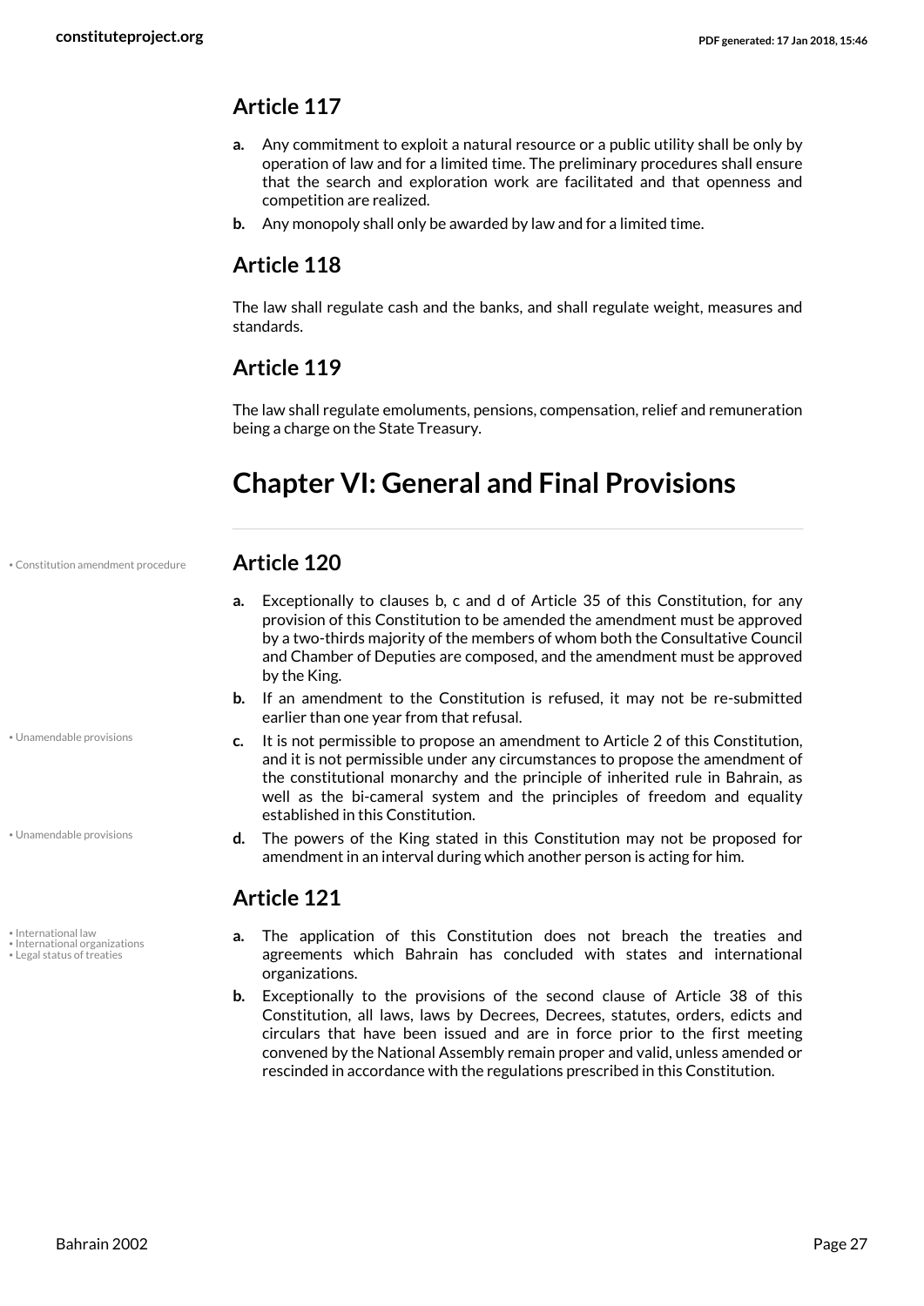## Article 117

**a.** Any commitment to exploit a natural resource or a public utility shall be only by operation of law and for a limited time. The preliminary procedures shall ensure that the search and exploration work are facilitated and that openness and competition are realized.

**b.** Any monopoly shall only be awarded by law and for a limited time.

## Article 118

The law shall regulate cash and the banks, and shall regulate weight, measures and standards.

## Article 119

The law shall regulate emoluments, pensions, compensation, relief and remuneration being a charge on the State Treasury.

# Chapter VI: General and Final Provisions

• Constitution amendment procedure

## Article 120

**a.** Exceptionally to clauses b, c and d of Article 35 of this Constitution, for any provision of this Constitution to be amended the amendment must be approved by a two-thirds majority of the members of whom both the Consultative Council and Chamber of Deputies are composed, and the amendment must be approved by the King.

**b.** If an amendment to the Constitution is refused, it may not be re-submitted earlier than one year from that refusal.

• Unamendable provisions

**c.** It is not permissible to propose an amendment to Article 2 of this Constitution, and it is not permissible under any circumstances to propose the amendment of the constitutional monarchy and the principle of inherited rule in Bahrain, as well as the bi-cameral system and the principles of freedom and equality established in this Constitution.

• Unamendable provisions

**d.** The powers of the King stated in this Constitution may not be proposed for amendment in an interval during which another person is acting for him.

## Article 121

• International law
• International organizations
• Legal status of treaties

**a.** The application of this Constitution does not breach the treaties and agreements which Bahrain has concluded with states and international organizations.

**b.** Exceptionally to the provisions of the second clause of Article 38 of this Constitution, all laws, laws by Decrees, Decrees, statutes, orders, edicts and circulars that have been issued and are in force prior to the first meeting convened by the National Assembly remain proper and valid, unless amended or rescinded in accordance with the regulations prescribed in this Constitution.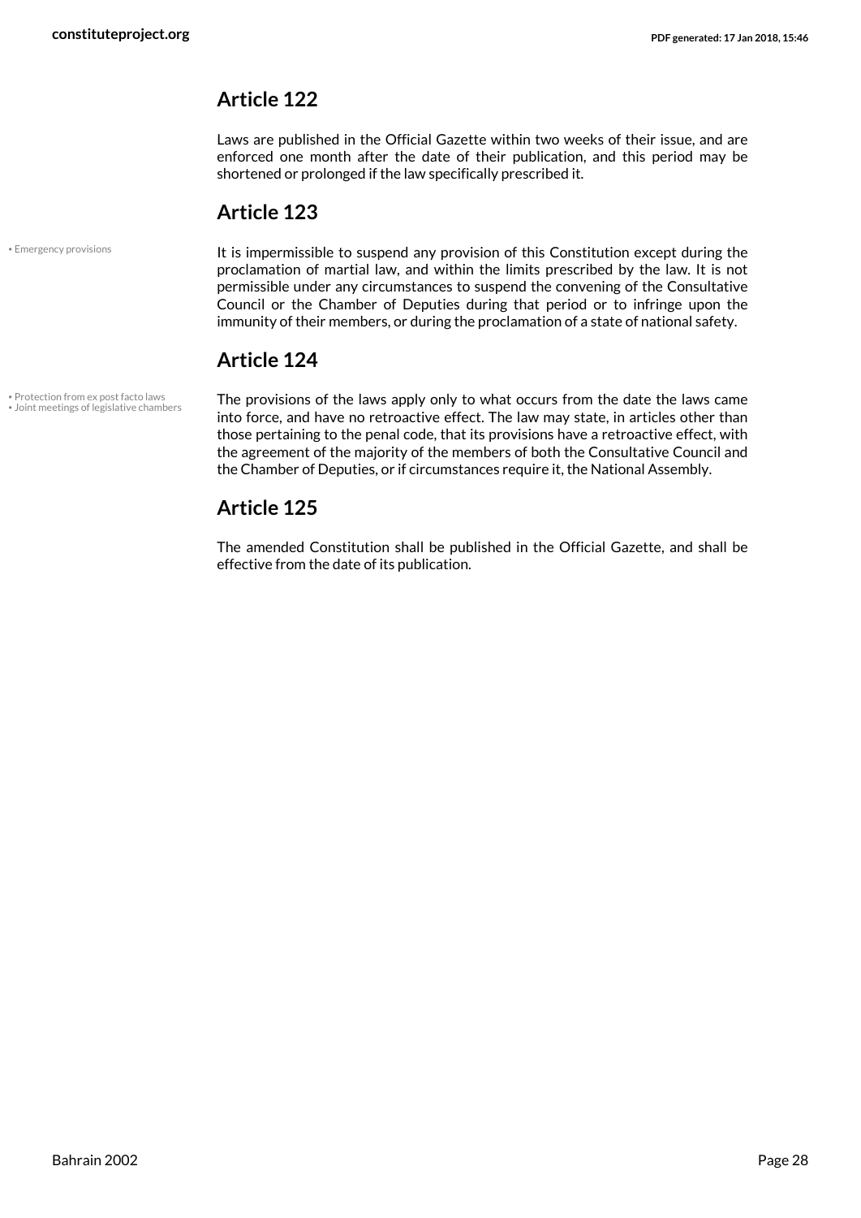## Article 122

Laws are published in the Official Gazette within two weeks of their issue, and are enforced one month after the date of their publication, and this period may be shortened or prolonged if the law specifically prescribed it.

## Article 123

• Emergency provisions

It is impermissible to suspend any provision of this Constitution except during the proclamation of martial law, and within the limits prescribed by the law. It is not permissible under any circumstances to suspend the convening of the Consultative Council or the Chamber of Deputies during that period or to infringe upon the immunity of their members, or during the proclamation of a state of national safety.

## Article 124

• Protection from ex post facto laws
• Joint meetings of legislative chambers

The provisions of the laws apply only to what occurs from the date the laws came into force, and have no retroactive effect. The law may state, in articles other than those pertaining to the penal code, that its provisions have a retroactive effect, with the agreement of the majority of the members of both the Consultative Council and the Chamber of Deputies, or if circumstances require it, the National Assembly.

## Article 125

The amended Constitution shall be published in the Official Gazette, and shall be effective from the date of its publication.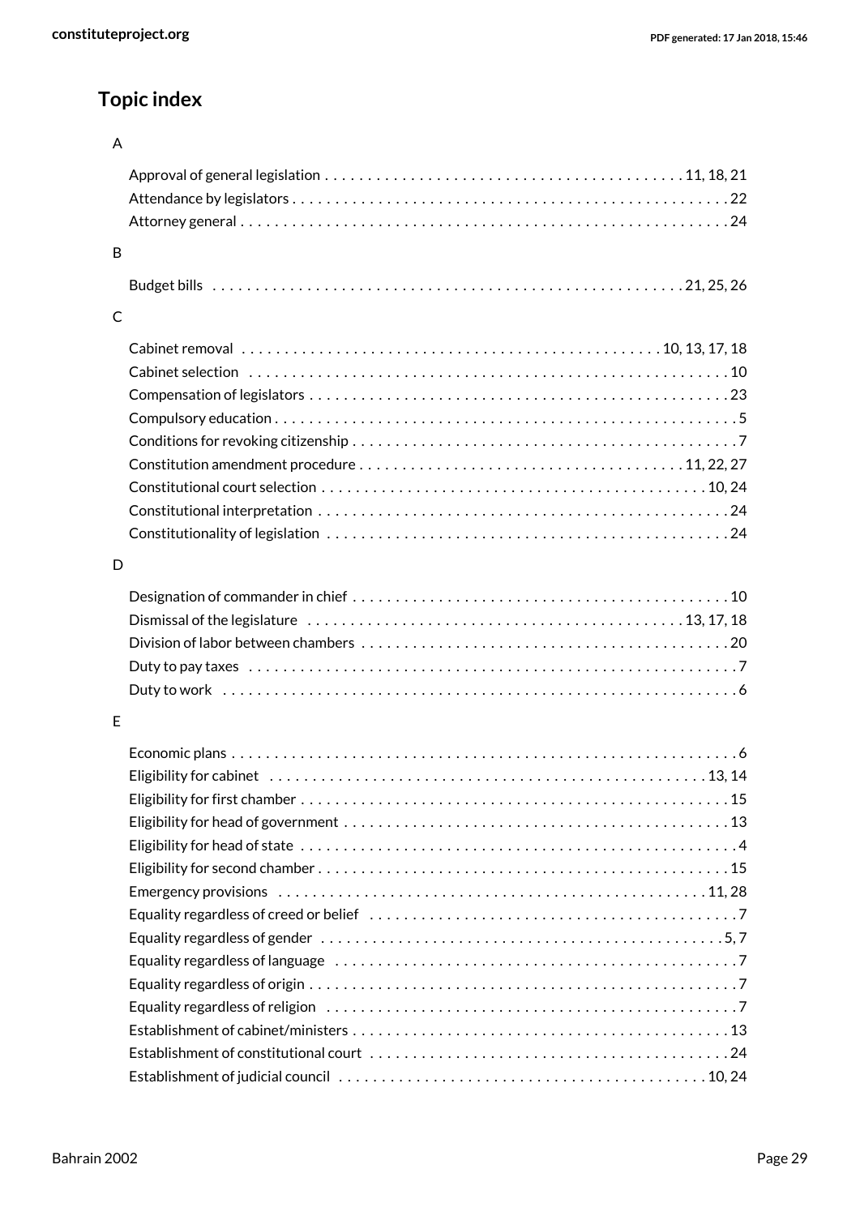## Topic index

### A

- Approval of general legislation . . . . . . . . . . 11, 18, 21
- Attendance by legislators . . . . . . . . . . 22
- Attorney general . . . . . . . . . . 24

### B

- Budget bills . . . . . . . . . . 21, 25, 26

### C

- Cabinet removal . . . . . . . . . . 10, 13, 17, 18
- Cabinet selection . . . . . . . . . . 10
- Compensation of legislators . . . . . . . . . . 23
- Compulsory education . . . . . . . . . . 5
- Conditions for revoking citizenship . . . . . . . . . . 7
- Constitution amendment procedure . . . . . . . . . . 11, 22, 27
- Constitutional court selection . . . . . . . . . . 10, 24
- Constitutional interpretation . . . . . . . . . . 24
- Constitutionality of legislation . . . . . . . . . . 24

### D

- Designation of commander in chief . . . . . . . . . . 10
- Dismissal of the legislature . . . . . . . . . . 13, 17, 18
- Division of labor between chambers . . . . . . . . . . 20
- Duty to pay taxes . . . . . . . . . . 7
- Duty to work . . . . . . . . . . 6

### E

- Economic plans . . . . . . . . . . 6
- Eligibility for cabinet . . . . . . . . . . 13, 14
- Eligibility for first chamber . . . . . . . . . . 15
- Eligibility for head of government . . . . . . . . . . 13
- Eligibility for head of state . . . . . . . . . . 4
- Eligibility for second chamber . . . . . . . . . . 15
- Emergency provisions . . . . . . . . . . 11, 28
- Equality regardless of creed or belief . . . . . . . . . . 7
- Equality regardless of gender . . . . . . . . . . 5, 7
- Equality regardless of language . . . . . . . . . . 7
- Equality regardless of origin . . . . . . . . . . 7
- Equality regardless of religion . . . . . . . . . . 7
- Establishment of cabinet/ministers . . . . . . . . . . 13
- Establishment of constitutional court . . . . . . . . . . 24
- Establishment of judicial council . . . . . . . . . . 10, 24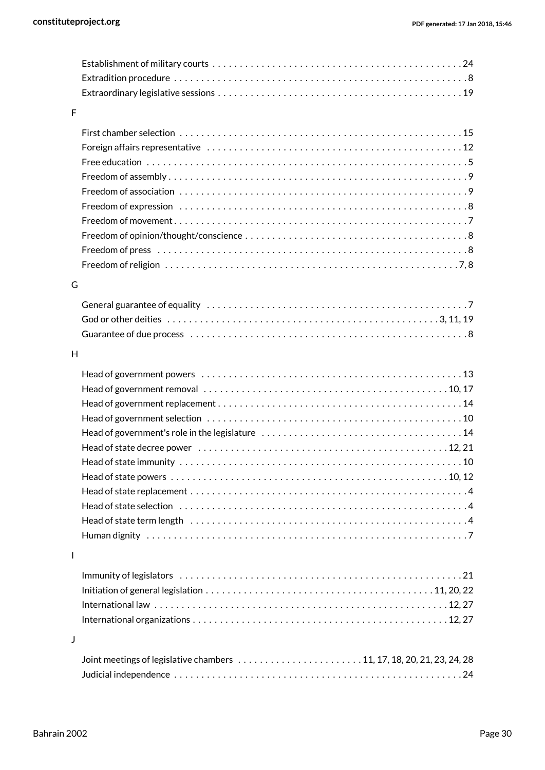Establishment of military courts . . . . . . . . . . . . . . . . . . . . . . . . . . . . . . . . . . . . . . . . . . . . . 24
Extradition procedure . . . . . . . . . . . . . . . . . . . . . . . . . . . . . . . . . . . . . . . . . . . . . . . . . . . . . 8
Extraordinary legislative sessions . . . . . . . . . . . . . . . . . . . . . . . . . . . . . . . . . . . . . . . . . . . . 19

F

First chamber selection . . . . . . . . . . . . . . . . . . . . . . . . . . . . . . . . . . . . . . . . . . . . . . . . . . . 15
Foreign affairs representative . . . . . . . . . . . . . . . . . . . . . . . . . . . . . . . . . . . . . . . . . . . . . . 12
Free education . . . . . . . . . . . . . . . . . . . . . . . . . . . . . . . . . . . . . . . . . . . . . . . . . . . . . . . . . . 5
Freedom of assembly . . . . . . . . . . . . . . . . . . . . . . . . . . . . . . . . . . . . . . . . . . . . . . . . . . . . . . 9
Freedom of association . . . . . . . . . . . . . . . . . . . . . . . . . . . . . . . . . . . . . . . . . . . . . . . . . . . . 9
Freedom of expression . . . . . . . . . . . . . . . . . . . . . . . . . . . . . . . . . . . . . . . . . . . . . . . . . . . . 8
Freedom of movement . . . . . . . . . . . . . . . . . . . . . . . . . . . . . . . . . . . . . . . . . . . . . . . . . . . . . 7
Freedom of opinion/thought/conscience . . . . . . . . . . . . . . . . . . . . . . . . . . . . . . . . . . . . . . . . 8
Freedom of press . . . . . . . . . . . . . . . . . . . . . . . . . . . . . . . . . . . . . . . . . . . . . . . . . . . . . . . . . 8
Freedom of religion . . . . . . . . . . . . . . . . . . . . . . . . . . . . . . . . . . . . . . . . . . . . . . . . . . . . . 7, 8

G

General guarantee of equality . . . . . . . . . . . . . . . . . . . . . . . . . . . . . . . . . . . . . . . . . . . . . . . . 7
God or other deities . . . . . . . . . . . . . . . . . . . . . . . . . . . . . . . . . . . . . . . . . . . . . . . . . 3, 11, 19
Guarantee of due process . . . . . . . . . . . . . . . . . . . . . . . . . . . . . . . . . . . . . . . . . . . . . . . . . . 8

H

Head of government powers . . . . . . . . . . . . . . . . . . . . . . . . . . . . . . . . . . . . . . . . . . . . . . . . 13
Head of government removal . . . . . . . . . . . . . . . . . . . . . . . . . . . . . . . . . . . . . . . . . . . . . 10, 17
Head of government replacement . . . . . . . . . . . . . . . . . . . . . . . . . . . . . . . . . . . . . . . . . . . . 14
Head of government selection . . . . . . . . . . . . . . . . . . . . . . . . . . . . . . . . . . . . . . . . . . . . . . . 10
Head of government's role in the legislature . . . . . . . . . . . . . . . . . . . . . . . . . . . . . . . . . . . . . 14
Head of state decree power . . . . . . . . . . . . . . . . . . . . . . . . . . . . . . . . . . . . . . . . . . . . . . 12, 21
Head of state immunity . . . . . . . . . . . . . . . . . . . . . . . . . . . . . . . . . . . . . . . . . . . . . . . . . . . . 10
Head of state powers . . . . . . . . . . . . . . . . . . . . . . . . . . . . . . . . . . . . . . . . . . . . . . . . . . . 10, 12
Head of state replacement . . . . . . . . . . . . . . . . . . . . . . . . . . . . . . . . . . . . . . . . . . . . . . . . . . . 4
Head of state selection . . . . . . . . . . . . . . . . . . . . . . . . . . . . . . . . . . . . . . . . . . . . . . . . . . . . . 4
Head of state term length . . . . . . . . . . . . . . . . . . . . . . . . . . . . . . . . . . . . . . . . . . . . . . . . . . . 4
Human dignity . . . . . . . . . . . . . . . . . . . . . . . . . . . . . . . . . . . . . . . . . . . . . . . . . . . . . . . . . . . . 7

I

Immunity of legislators . . . . . . . . . . . . . . . . . . . . . . . . . . . . . . . . . . . . . . . . . . . . . . . . . . . . 21
Initiation of general legislation . . . . . . . . . . . . . . . . . . . . . . . . . . . . . . . . . . . . . . . . . 11, 20, 22
International law . . . . . . . . . . . . . . . . . . . . . . . . . . . . . . . . . . . . . . . . . . . . . . . . . . . . . . 12, 27
International organizations . . . . . . . . . . . . . . . . . . . . . . . . . . . . . . . . . . . . . . . . . . . . . . . 12, 27

J

Joint meetings of legislative chambers . . . . . . . . . . . . . . . . . . . . . . . 11, 17, 18, 20, 21, 23, 24, 28
Judicial independence . . . . . . . . . . . . . . . . . . . . . . . . . . . . . . . . . . . . . . . . . . . . . . . . . . . . . 24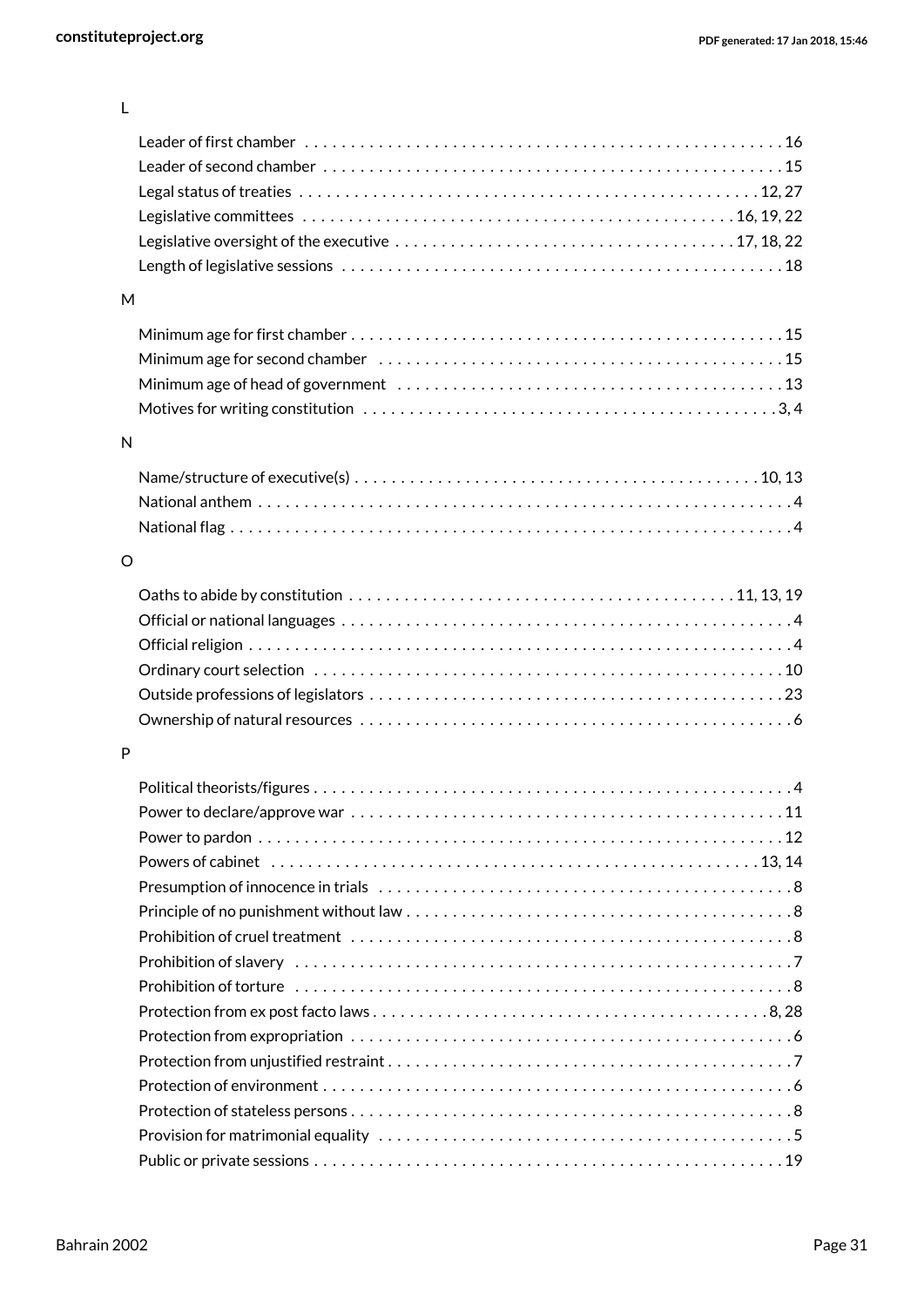L

- Leader of first chamber . . . . . 16
- Leader of second chamber . . . . . 15
- Legal status of treaties . . . . . 12, 27
- Legislative committees . . . . . 16, 19, 22
- Legislative oversight of the executive . . . . . 17, 18, 22
- Length of legislative sessions . . . . . 18

M

- Minimum age for first chamber . . . . . 15
- Minimum age for second chamber . . . . . 15
- Minimum age of head of government . . . . . 13
- Motives for writing constitution . . . . . 3, 4

N

- Name/structure of executive(s) . . . . . 10, 13
- National anthem . . . . . 4
- National flag . . . . . 4

O

- Oaths to abide by constitution . . . . . 11, 13, 19
- Official or national languages . . . . . 4
- Official religion . . . . . 4
- Ordinary court selection . . . . . 10
- Outside professions of legislators . . . . . 23
- Ownership of natural resources . . . . . 6

P

- Political theorists/figures . . . . . 4
- Power to declare/approve war . . . . . 11
- Power to pardon . . . . . 12
- Powers of cabinet . . . . . 13, 14
- Presumption of innocence in trials . . . . . 8
- Principle of no punishment without law . . . . . 8
- Prohibition of cruel treatment . . . . . 8
- Prohibition of slavery . . . . . 7
- Prohibition of torture . . . . . 8
- Protection from ex post facto laws . . . . . 8, 28
- Protection from expropriation . . . . . 6
- Protection from unjustified restraint . . . . . 7
- Protection of environment . . . . . 6
- Protection of stateless persons . . . . . 8
- Provision for matrimonial equality . . . . . 5
- Public or private sessions . . . . . 19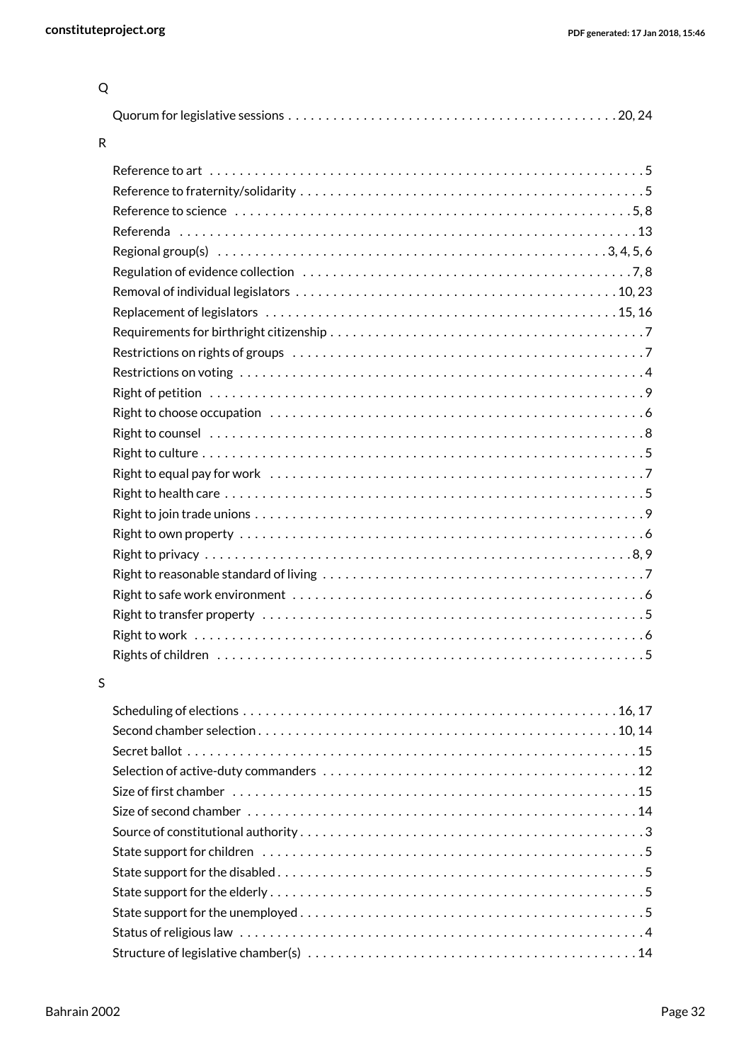Q

Quorum for legislative sessions . . . . . . . . . . . . . . . . . . . . . . . . . . . . . . . . . . . . . . . . . . . . . 20, 24

R

Reference to art . . . . . . . . . . . . . . . . . . . . . . . . . . . . . . . . . . . . . . . . . . . . . . . . . . . . . . . . . . 5
Reference to fraternity/solidarity . . . . . . . . . . . . . . . . . . . . . . . . . . . . . . . . . . . . . . . . . . . . . . 5
Reference to science . . . . . . . . . . . . . . . . . . . . . . . . . . . . . . . . . . . . . . . . . . . . . . . . . . . . . 5, 8
Referenda . . . . . . . . . . . . . . . . . . . . . . . . . . . . . . . . . . . . . . . . . . . . . . . . . . . . . . . . . . . . . 13
Regional group(s) . . . . . . . . . . . . . . . . . . . . . . . . . . . . . . . . . . . . . . . . . . . . . . . . . . . 3, 4, 5, 6
Regulation of evidence collection . . . . . . . . . . . . . . . . . . . . . . . . . . . . . . . . . . . . . . . . . . . . 7, 8
Removal of individual legislators . . . . . . . . . . . . . . . . . . . . . . . . . . . . . . . . . . . . . . . . . . . 10, 23
Replacement of legislators . . . . . . . . . . . . . . . . . . . . . . . . . . . . . . . . . . . . . . . . . . . . . . . 15, 16
Requirements for birthright citizenship . . . . . . . . . . . . . . . . . . . . . . . . . . . . . . . . . . . . . . . . . . 7
Restrictions on rights of groups . . . . . . . . . . . . . . . . . . . . . . . . . . . . . . . . . . . . . . . . . . . . . . . 7
Restrictions on voting . . . . . . . . . . . . . . . . . . . . . . . . . . . . . . . . . . . . . . . . . . . . . . . . . . . . . . 4
Right of petition . . . . . . . . . . . . . . . . . . . . . . . . . . . . . . . . . . . . . . . . . . . . . . . . . . . . . . . . . . 9
Right to choose occupation . . . . . . . . . . . . . . . . . . . . . . . . . . . . . . . . . . . . . . . . . . . . . . . . . . 6
Right to counsel . . . . . . . . . . . . . . . . . . . . . . . . . . . . . . . . . . . . . . . . . . . . . . . . . . . . . . . . . . 8
Right to culture . . . . . . . . . . . . . . . . . . . . . . . . . . . . . . . . . . . . . . . . . . . . . . . . . . . . . . . . . . 5
Right to equal pay for work . . . . . . . . . . . . . . . . . . . . . . . . . . . . . . . . . . . . . . . . . . . . . . . . . . 7
Right to health care . . . . . . . . . . . . . . . . . . . . . . . . . . . . . . . . . . . . . . . . . . . . . . . . . . . . . . . 5
Right to join trade unions . . . . . . . . . . . . . . . . . . . . . . . . . . . . . . . . . . . . . . . . . . . . . . . . . . . 9
Right to own property . . . . . . . . . . . . . . . . . . . . . . . . . . . . . . . . . . . . . . . . . . . . . . . . . . . . . . 6
Right to privacy . . . . . . . . . . . . . . . . . . . . . . . . . . . . . . . . . . . . . . . . . . . . . . . . . . . . . . . . 8, 9
Right to reasonable standard of living . . . . . . . . . . . . . . . . . . . . . . . . . . . . . . . . . . . . . . . . . . 7
Right to safe work environment . . . . . . . . . . . . . . . . . . . . . . . . . . . . . . . . . . . . . . . . . . . . . . 6
Right to transfer property . . . . . . . . . . . . . . . . . . . . . . . . . . . . . . . . . . . . . . . . . . . . . . . . . . . 5
Right to work . . . . . . . . . . . . . . . . . . . . . . . . . . . . . . . . . . . . . . . . . . . . . . . . . . . . . . . . . . . . 6
Rights of children . . . . . . . . . . . . . . . . . . . . . . . . . . . . . . . . . . . . . . . . . . . . . . . . . . . . . . . . 5

S

Scheduling of elections . . . . . . . . . . . . . . . . . . . . . . . . . . . . . . . . . . . . . . . . . . . . . . . . . . 16, 17
Second chamber selection . . . . . . . . . . . . . . . . . . . . . . . . . . . . . . . . . . . . . . . . . . . . . . . . 10, 14
Secret ballot . . . . . . . . . . . . . . . . . . . . . . . . . . . . . . . . . . . . . . . . . . . . . . . . . . . . . . . . . . . 15
Selection of active-duty commanders . . . . . . . . . . . . . . . . . . . . . . . . . . . . . . . . . . . . . . . . . . 12
Size of first chamber . . . . . . . . . . . . . . . . . . . . . . . . . . . . . . . . . . . . . . . . . . . . . . . . . . . . . . 15
Size of second chamber . . . . . . . . . . . . . . . . . . . . . . . . . . . . . . . . . . . . . . . . . . . . . . . . . . . 14
Source of constitutional authority . . . . . . . . . . . . . . . . . . . . . . . . . . . . . . . . . . . . . . . . . . . . . 3
State support for children . . . . . . . . . . . . . . . . . . . . . . . . . . . . . . . . . . . . . . . . . . . . . . . . . . 5
State support for the disabled . . . . . . . . . . . . . . . . . . . . . . . . . . . . . . . . . . . . . . . . . . . . . . . 5
State support for the elderly . . . . . . . . . . . . . . . . . . . . . . . . . . . . . . . . . . . . . . . . . . . . . . . . 5
State support for the unemployed . . . . . . . . . . . . . . . . . . . . . . . . . . . . . . . . . . . . . . . . . . . . 5
Status of religious law . . . . . . . . . . . . . . . . . . . . . . . . . . . . . . . . . . . . . . . . . . . . . . . . . . . . . 4
Structure of legislative chamber(s) . . . . . . . . . . . . . . . . . . . . . . . . . . . . . . . . . . . . . . . . . . . 14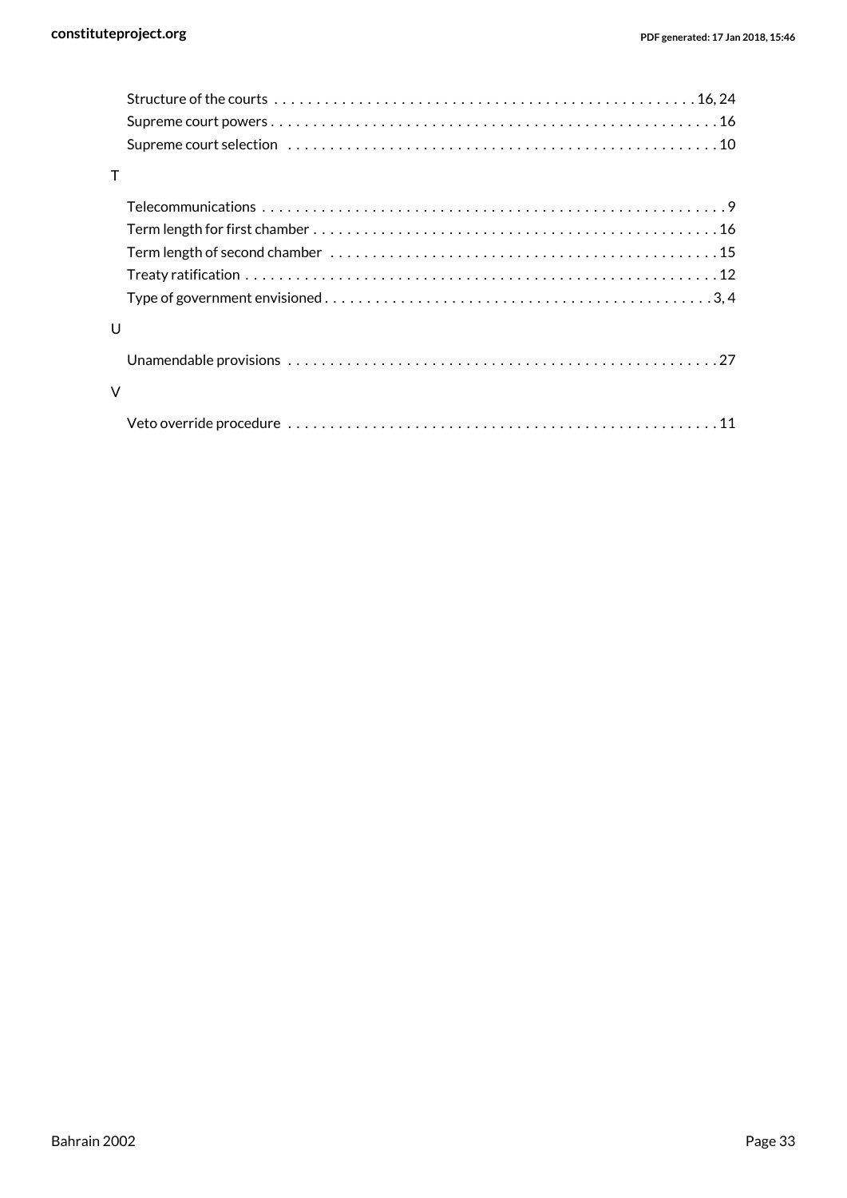Structure of the courts . . . . . . . . . . . . . . . . . . . . . . . . . . . . . . . . . . . . . . . . . . . . . . . . . . 16, 24
Supreme court powers . . . . . . . . . . . . . . . . . . . . . . . . . . . . . . . . . . . . . . . . . . . . . . . . . . . . . 16
Supreme court selection . . . . . . . . . . . . . . . . . . . . . . . . . . . . . . . . . . . . . . . . . . . . . . . . . . . 10

T

Telecommunications . . . . . . . . . . . . . . . . . . . . . . . . . . . . . . . . . . . . . . . . . . . . . . . . . . . . . . . 9
Term length for first chamber . . . . . . . . . . . . . . . . . . . . . . . . . . . . . . . . . . . . . . . . . . . . . . . . 16
Term length of second chamber . . . . . . . . . . . . . . . . . . . . . . . . . . . . . . . . . . . . . . . . . . . . . . 15
Treaty ratification . . . . . . . . . . . . . . . . . . . . . . . . . . . . . . . . . . . . . . . . . . . . . . . . . . . . . . . . 12
Type of government envisioned . . . . . . . . . . . . . . . . . . . . . . . . . . . . . . . . . . . . . . . . . . . . . . 3, 4

U

Unamendable provisions . . . . . . . . . . . . . . . . . . . . . . . . . . . . . . . . . . . . . . . . . . . . . . . . . . . 27

V

Veto override procedure . . . . . . . . . . . . . . . . . . . . . . . . . . . . . . . . . . . . . . . . . . . . . . . . . . . 11